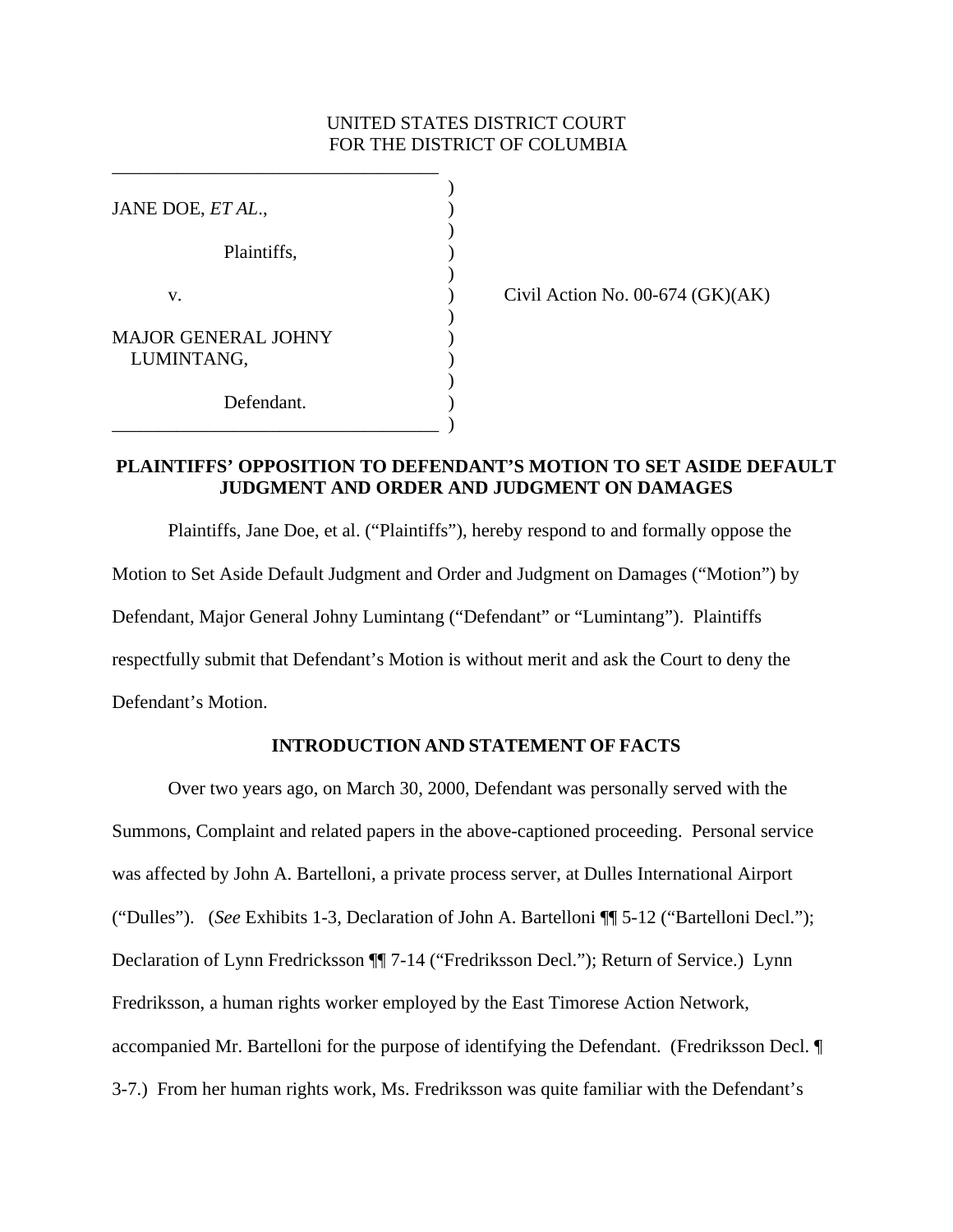UNITED STATES DISTRICT COURT
FOR THE DISTRICT OF COLUMBIA

JANE DOE, *ET AL*.,

Plaintiffs,

v.

MAJOR GENERAL JOHNY LUMINTANG,

Defendant.

Civil Action No. 00-674 (GK)(AK)

**PLAINTIFFS' OPPOSITION TO DEFENDANT'S MOTION TO SET ASIDE DEFAULT JUDGMENT AND ORDER AND JUDGMENT ON DAMAGES**

Plaintiffs, Jane Doe, et al. ("Plaintiffs"), hereby respond to and formally oppose the Motion to Set Aside Default Judgment and Order and Judgment on Damages ("Motion") by Defendant, Major General Johny Lumintang ("Defendant" or "Lumintang"). Plaintiffs respectfully submit that Defendant's Motion is without merit and ask the Court to deny the Defendant's Motion.

**INTRODUCTION AND STATEMENT OF FACTS**

Over two years ago, on March 30, 2000, Defendant was personally served with the Summons, Complaint and related papers in the above-captioned proceeding. Personal service was affected by John A. Bartelloni, a private process server, at Dulles International Airport ("Dulles"). (*See* Exhibits 1-3, Declaration of John A. Bartelloni ¶¶ 5-12 ("Bartelloni Decl."); Declaration of Lynn Fredricksson ¶¶ 7-14 ("Fredriksson Decl."); Return of Service.) Lynn Fredriksson, a human rights worker employed by the East Timorese Action Network, accompanied Mr. Bartelloni for the purpose of identifying the Defendant. (Fredriksson Decl. ¶ 3-7.) From her human rights work, Ms. Fredriksson was quite familiar with the Defendant's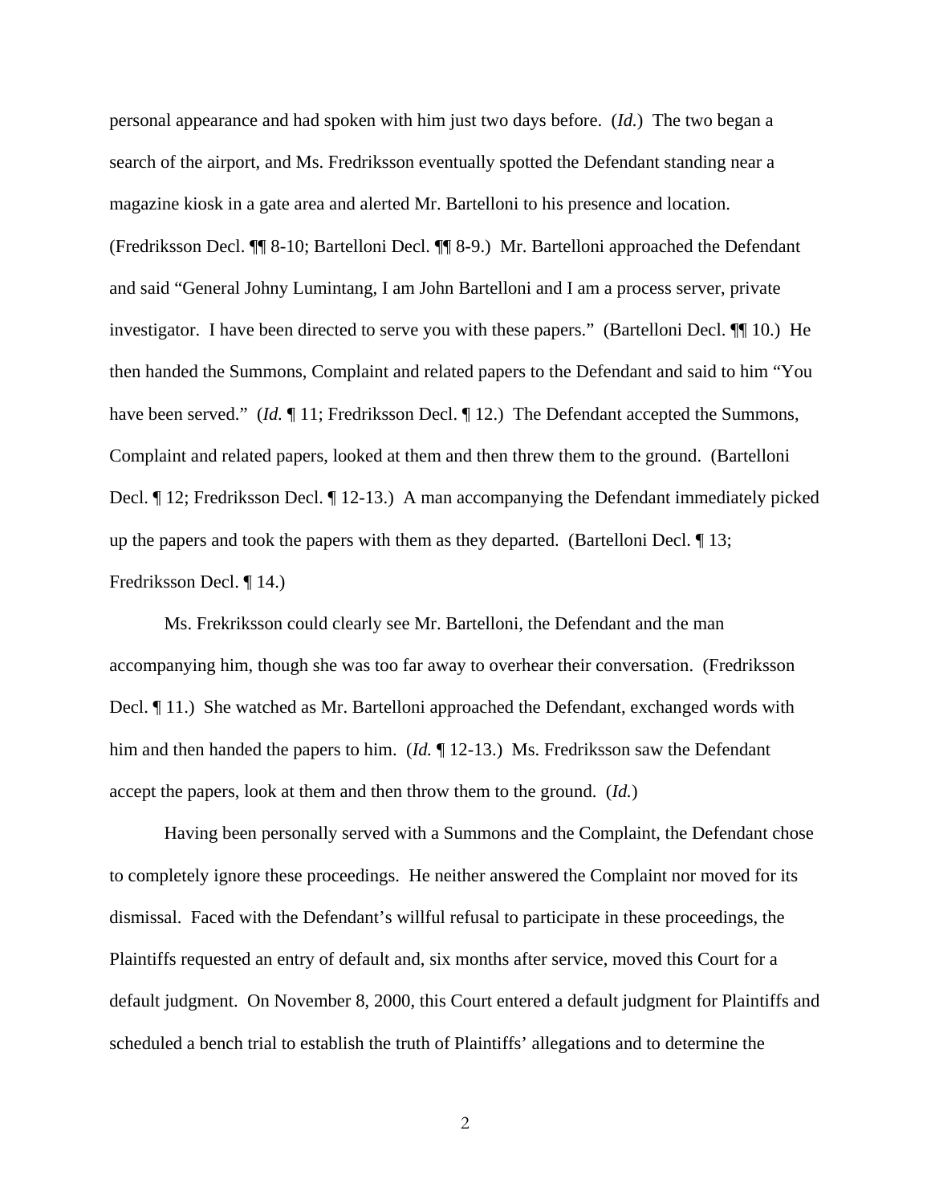personal appearance and had spoken with him just two days before. (*Id.*) The two began a search of the airport, and Ms. Fredriksson eventually spotted the Defendant standing near a magazine kiosk in a gate area and alerted Mr. Bartelloni to his presence and location. (Fredriksson Decl. ¶¶ 8-10; Bartelloni Decl. ¶¶ 8-9.) Mr. Bartelloni approached the Defendant and said "General Johny Lumintang, I am John Bartelloni and I am a process server, private investigator. I have been directed to serve you with these papers." (Bartelloni Decl. ¶¶ 10.) He then handed the Summons, Complaint and related papers to the Defendant and said to him "You have been served." (*Id.* ¶ 11; Fredriksson Decl. ¶ 12.) The Defendant accepted the Summons, Complaint and related papers, looked at them and then threw them to the ground. (Bartelloni Decl. ¶ 12; Fredriksson Decl. ¶ 12-13.) A man accompanying the Defendant immediately picked up the papers and took the papers with them as they departed. (Bartelloni Decl. ¶ 13; Fredriksson Decl. ¶ 14.)

Ms. Frekriksson could clearly see Mr. Bartelloni, the Defendant and the man accompanying him, though she was too far away to overhear their conversation. (Fredriksson Decl. ¶ 11.) She watched as Mr. Bartelloni approached the Defendant, exchanged words with him and then handed the papers to him. (*Id.* ¶ 12-13.) Ms. Fredriksson saw the Defendant accept the papers, look at them and then throw them to the ground. (*Id.*)

Having been personally served with a Summons and the Complaint, the Defendant chose to completely ignore these proceedings. He neither answered the Complaint nor moved for its dismissal. Faced with the Defendant's willful refusal to participate in these proceedings, the Plaintiffs requested an entry of default and, six months after service, moved this Court for a default judgment. On November 8, 2000, this Court entered a default judgment for Plaintiffs and scheduled a bench trial to establish the truth of Plaintiffs' allegations and to determine the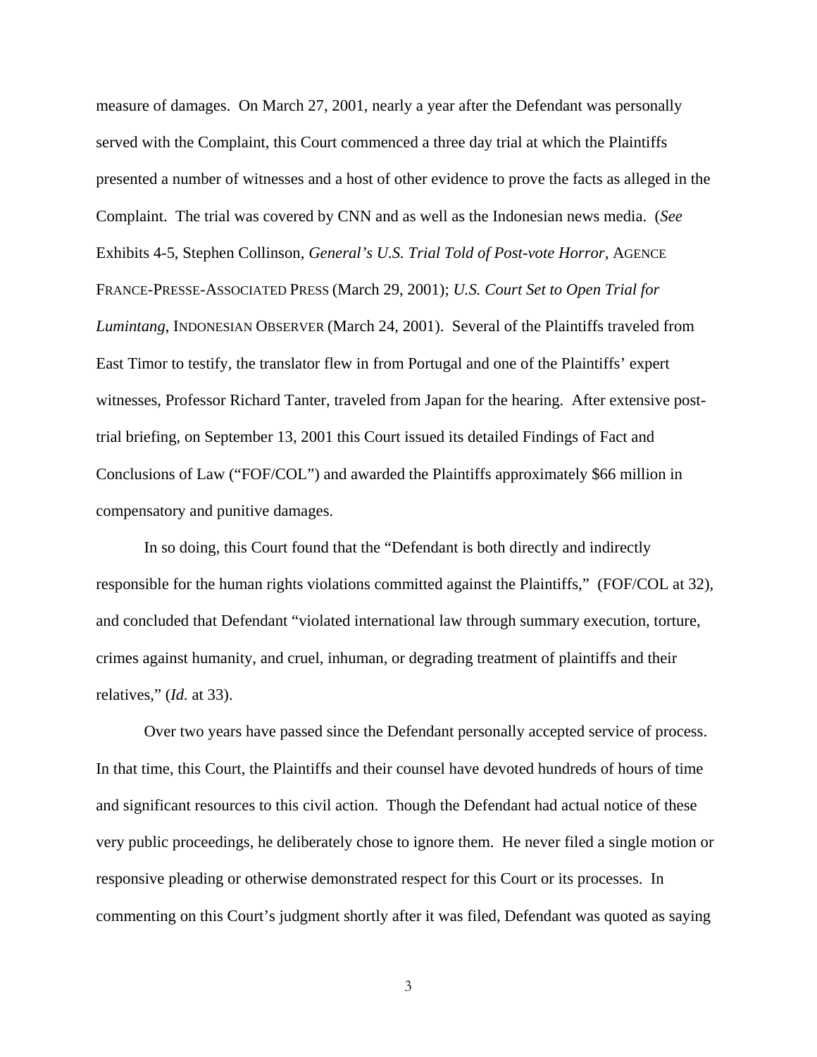measure of damages. On March 27, 2001, nearly a year after the Defendant was personally served with the Complaint, this Court commenced a three day trial at which the Plaintiffs presented a number of witnesses and a host of other evidence to prove the facts as alleged in the Complaint. The trial was covered by CNN and as well as the Indonesian news media. (*See* Exhibits 4-5, Stephen Collinson, *General's U.S. Trial Told of Post-vote Horror*, AGENCE FRANCE-PRESSE-ASSOCIATED PRESS (March 29, 2001); *U.S. Court Set to Open Trial for Lumintang*, INDONESIAN OBSERVER (March 24, 2001). Several of the Plaintiffs traveled from East Timor to testify, the translator flew in from Portugal and one of the Plaintiffs' expert witnesses, Professor Richard Tanter, traveled from Japan for the hearing. After extensive post-trial briefing, on September 13, 2001 this Court issued its detailed Findings of Fact and Conclusions of Law ("FOF/COL") and awarded the Plaintiffs approximately $66 million in compensatory and punitive damages.

In so doing, this Court found that the "Defendant is both directly and indirectly responsible for the human rights violations committed against the Plaintiffs," (FOF/COL at 32), and concluded that Defendant "violated international law through summary execution, torture, crimes against humanity, and cruel, inhuman, or degrading treatment of plaintiffs and their relatives," (*Id.* at 33).

Over two years have passed since the Defendant personally accepted service of process. In that time, this Court, the Plaintiffs and their counsel have devoted hundreds of hours of time and significant resources to this civil action. Though the Defendant had actual notice of these very public proceedings, he deliberately chose to ignore them. He never filed a single motion or responsive pleading or otherwise demonstrated respect for this Court or its processes. In commenting on this Court's judgment shortly after it was filed, Defendant was quoted as saying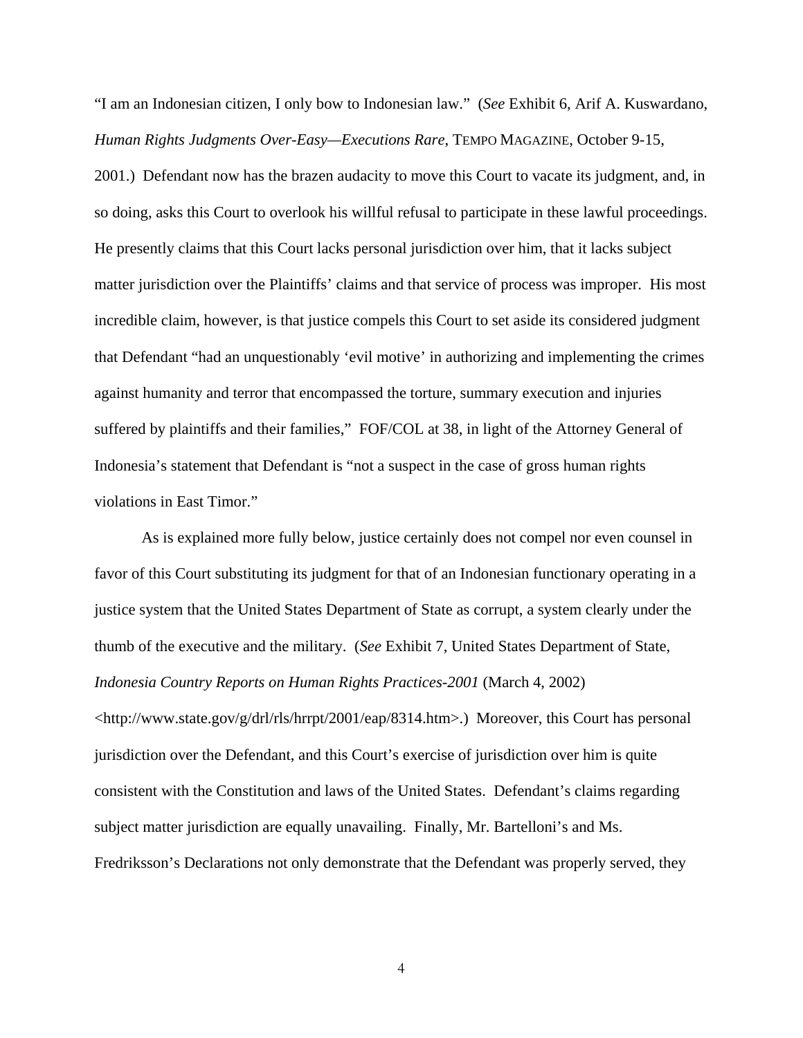"I am an Indonesian citizen, I only bow to Indonesian law." (*See* Exhibit 6, Arif A. Kuswardano, *Human Rights Judgments Over-Easy—Executions Rare*, TEMPO MAGAZINE, October 9-15, 2001.) Defendant now has the brazen audacity to move this Court to vacate its judgment, and, in so doing, asks this Court to overlook his willful refusal to participate in these lawful proceedings. He presently claims that this Court lacks personal jurisdiction over him, that it lacks subject matter jurisdiction over the Plaintiffs' claims and that service of process was improper. His most incredible claim, however, is that justice compels this Court to set aside its considered judgment that Defendant "had an unquestionably 'evil motive' in authorizing and implementing the crimes against humanity and terror that encompassed the torture, summary execution and injuries suffered by plaintiffs and their families," FOF/COL at 38, in light of the Attorney General of Indonesia's statement that Defendant is "not a suspect in the case of gross human rights violations in East Timor."

As is explained more fully below, justice certainly does not compel nor even counsel in favor of this Court substituting its judgment for that of an Indonesian functionary operating in a justice system that the United States Department of State as corrupt, a system clearly under the thumb of the executive and the military. (*See* Exhibit 7, United States Department of State, *Indonesia Country Reports on Human Rights Practices-2001* (March 4, 2002) <http://www.state.gov/g/drl/rls/hrrpt/2001/eap/8314.htm>.) Moreover, this Court has personal jurisdiction over the Defendant, and this Court's exercise of jurisdiction over him is quite consistent with the Constitution and laws of the United States. Defendant's claims regarding subject matter jurisdiction are equally unavailing. Finally, Mr. Bartelloni's and Ms. Fredriksson's Declarations not only demonstrate that the Defendant was properly served, they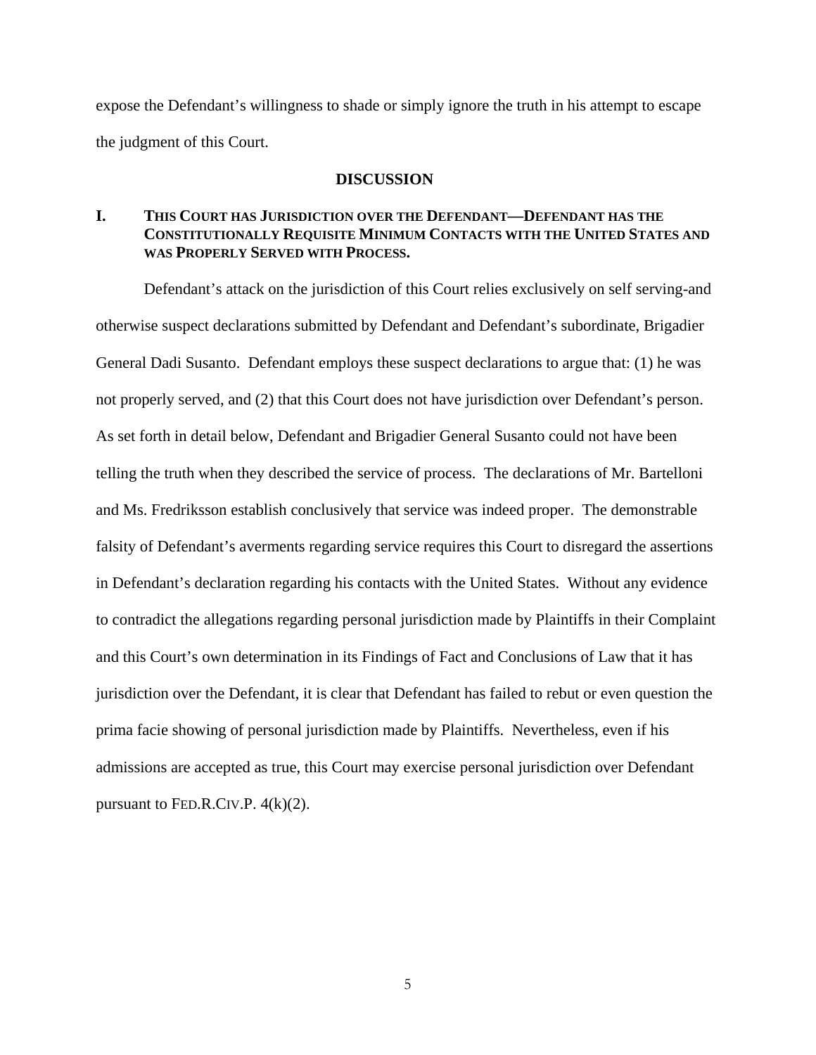expose the Defendant's willingness to shade or simply ignore the truth in his attempt to escape the judgment of this Court.

## DISCUSSION

### I. THIS COURT HAS JURISDICTION OVER THE DEFENDANT—DEFENDANT HAS THE CONSTITUTIONALLY REQUISITE MINIMUM CONTACTS WITH THE UNITED STATES AND WAS PROPERLY SERVED WITH PROCESS.

Defendant's attack on the jurisdiction of this Court relies exclusively on self serving-and otherwise suspect declarations submitted by Defendant and Defendant's subordinate, Brigadier General Dadi Susanto. Defendant employs these suspect declarations to argue that: (1) he was not properly served, and (2) that this Court does not have jurisdiction over Defendant's person. As set forth in detail below, Defendant and Brigadier General Susanto could not have been telling the truth when they described the service of process. The declarations of Mr. Bartelloni and Ms. Fredriksson establish conclusively that service was indeed proper. The demonstrable falsity of Defendant's averments regarding service requires this Court to disregard the assertions in Defendant's declaration regarding his contacts with the United States. Without any evidence to contradict the allegations regarding personal jurisdiction made by Plaintiffs in their Complaint and this Court's own determination in its Findings of Fact and Conclusions of Law that it has jurisdiction over the Defendant, it is clear that Defendant has failed to rebut or even question the prima facie showing of personal jurisdiction made by Plaintiffs. Nevertheless, even if his admissions are accepted as true, this Court may exercise personal jurisdiction over Defendant pursuant to FED.R.CIV.P. 4(k)(2).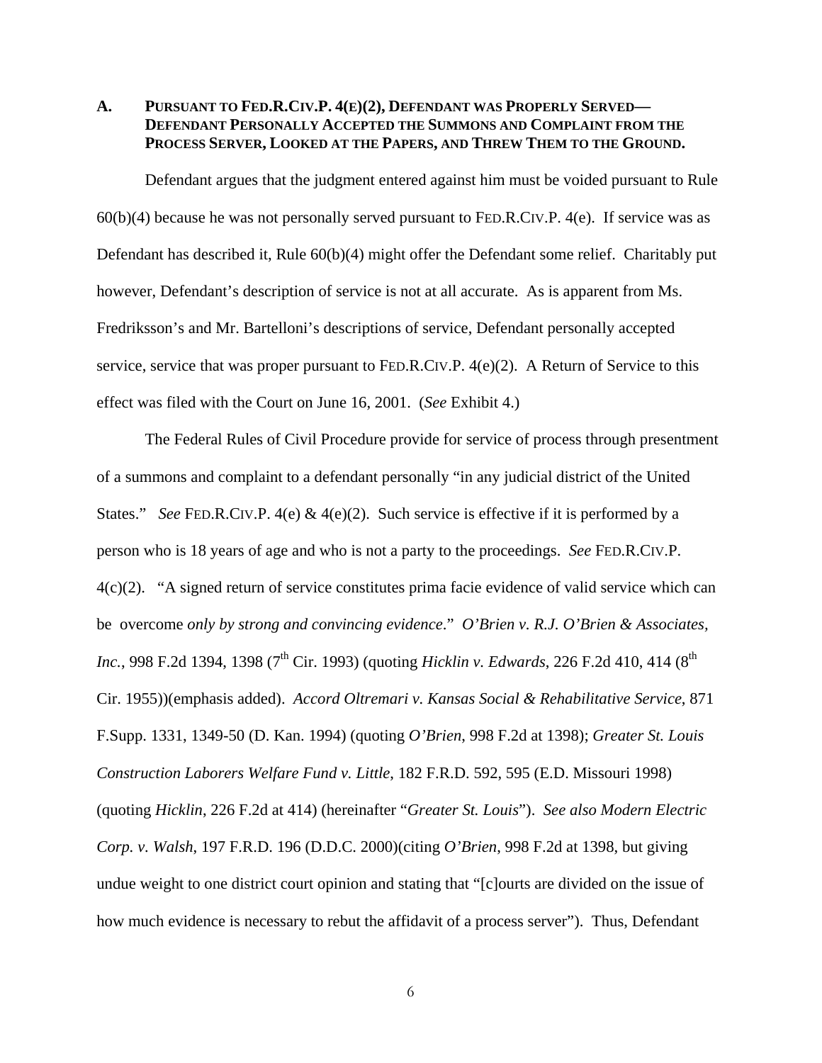### A. Pursuant to Fed.R.Civ.P. 4(e)(2), Defendant was Properly Served—Defendant Personally Accepted the Summons and Complaint from the Process Server, Looked at the Papers, and Threw Them to the Ground.

Defendant argues that the judgment entered against him must be voided pursuant to Rule 60(b)(4) because he was not personally served pursuant to Fed.R.Civ.P. 4(e). If service was as Defendant has described it, Rule 60(b)(4) might offer the Defendant some relief. Charitably put however, Defendant's description of service is not at all accurate. As is apparent from Ms. Fredriksson's and Mr. Bartelloni's descriptions of service, Defendant personally accepted service, service that was proper pursuant to Fed.R.Civ.P. 4(e)(2). A Return of Service to this effect was filed with the Court on June 16, 2001. (*See* Exhibit 4.)

The Federal Rules of Civil Procedure provide for service of process through presentment of a summons and complaint to a defendant personally "in any judicial district of the United States." *See* Fed.R.Civ.P. 4(e) & 4(e)(2). Such service is effective if it is performed by a person who is 18 years of age and who is not a party to the proceedings. *See* Fed.R.Civ.P. 4(c)(2). "A signed return of service constitutes prima facie evidence of valid service which can be overcome *only by strong and convincing evidence*." *O'Brien v. R.J. O'Brien & Associates, Inc.*, 998 F.2d 1394, 1398 (7th Cir. 1993) (quoting *Hicklin v. Edwards*, 226 F.2d 410, 414 (8th Cir. 1955))(emphasis added). *Accord Oltremari v. Kansas Social & Rehabilitative Service*, 871 F.Supp. 1331, 1349-50 (D. Kan. 1994) (quoting *O'Brien*, 998 F.2d at 1398); *Greater St. Louis Construction Laborers Welfare Fund v. Little*, 182 F.R.D. 592, 595 (E.D. Missouri 1998) (quoting *Hicklin*, 226 F.2d at 414) (hereinafter "*Greater St. Louis*"). *See also Modern Electric Corp. v. Walsh*, 197 F.R.D. 196 (D.D.C. 2000)(citing *O'Brien*, 998 F.2d at 1398, but giving undue weight to one district court opinion and stating that "[c]ourts are divided on the issue of how much evidence is necessary to rebut the affidavit of a process server"). Thus, Defendant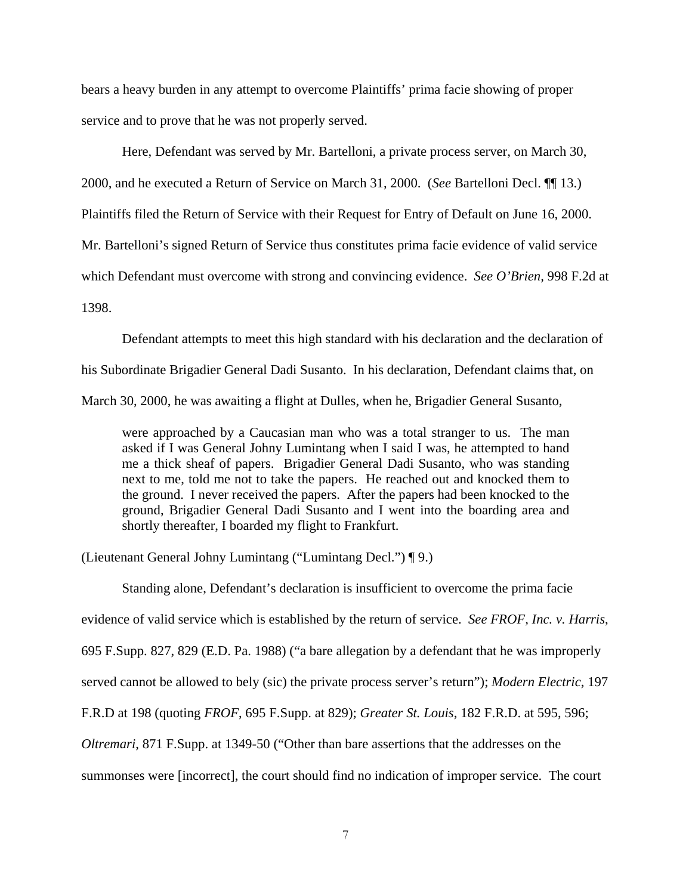bears a heavy burden in any attempt to overcome Plaintiffs' prima facie showing of proper service and to prove that he was not properly served.

Here, Defendant was served by Mr. Bartelloni, a private process server, on March 30, 2000, and he executed a Return of Service on March 31, 2000. (*See* Bartelloni Decl. ¶¶ 13.) Plaintiffs filed the Return of Service with their Request for Entry of Default on June 16, 2000. Mr. Bartelloni's signed Return of Service thus constitutes prima facie evidence of valid service which Defendant must overcome with strong and convincing evidence. *See O'Brien,* 998 F.2d at 1398.

Defendant attempts to meet this high standard with his declaration and the declaration of his Subordinate Brigadier General Dadi Susanto. In his declaration, Defendant claims that, on March 30, 2000, he was awaiting a flight at Dulles, when he, Brigadier General Susanto,

> were approached by a Caucasian man who was a total stranger to us. The man asked if I was General Johny Lumintang when I said I was, he attempted to hand me a thick sheaf of papers. Brigadier General Dadi Susanto, who was standing next to me, told me not to take the papers. He reached out and knocked them to the ground. I never received the papers. After the papers had been knocked to the ground, Brigadier General Dadi Susanto and I went into the boarding area and shortly thereafter, I boarded my flight to Frankfurt.

(Lieutenant General Johny Lumintang ("Lumintang Decl.") ¶ 9.)

Standing alone, Defendant's declaration is insufficient to overcome the prima facie evidence of valid service which is established by the return of service. *See FROF, Inc. v. Harris*, 695 F.Supp. 827, 829 (E.D. Pa. 1988) ("a bare allegation by a defendant that he was improperly served cannot be allowed to bely (sic) the private process server's return"); *Modern Electric*, 197 F.R.D at 198 (quoting *FROF*, 695 F.Supp. at 829); *Greater St. Louis*, 182 F.R.D. at 595, 596; *Oltremari*, 871 F.Supp. at 1349-50 ("Other than bare assertions that the addresses on the summonses were [incorrect], the court should find no indication of improper service. The court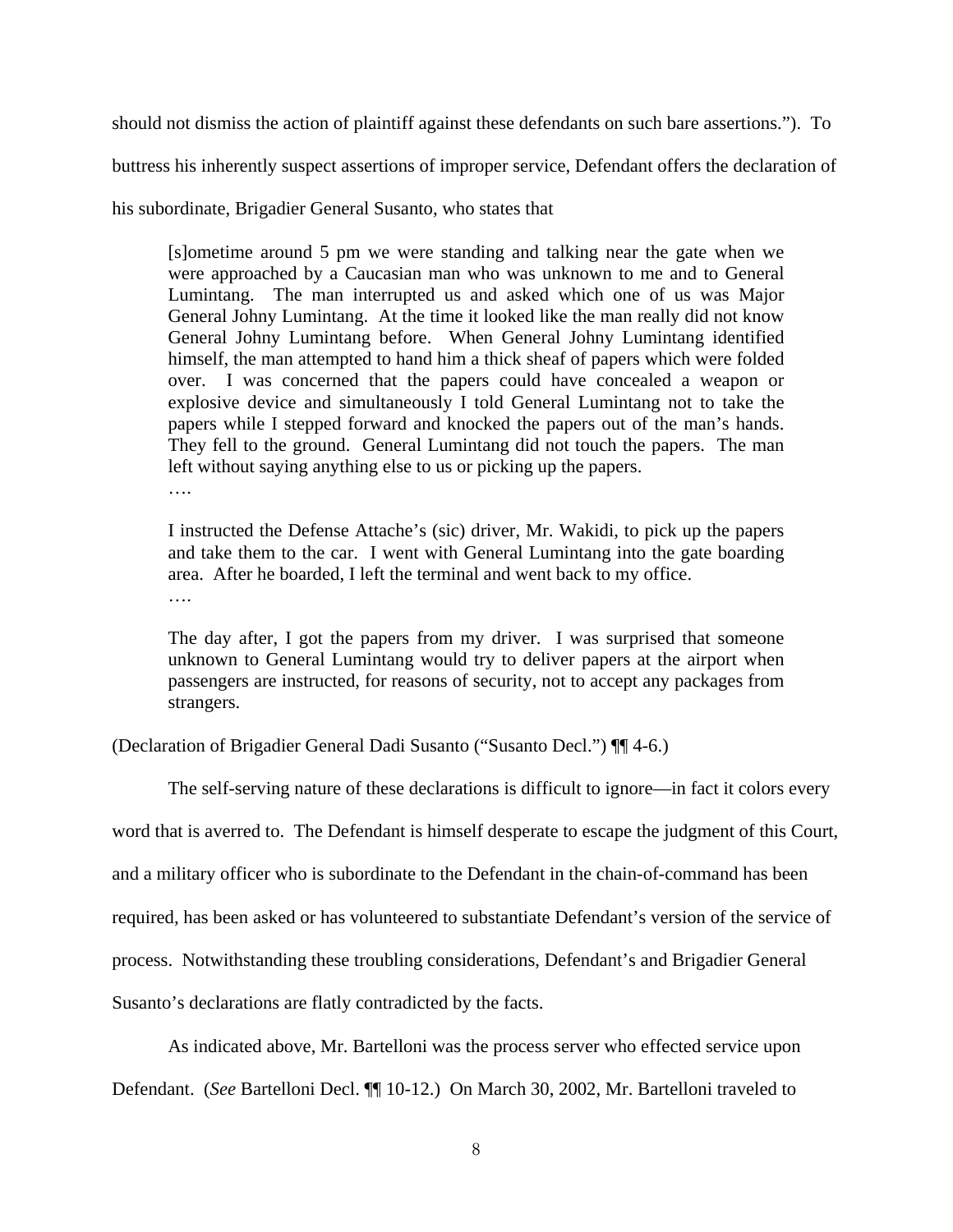should not dismiss the action of plaintiff against these defendants on such bare assertions."). To buttress his inherently suspect assertions of improper service, Defendant offers the declaration of his subordinate, Brigadier General Susanto, who states that

> [s]ometime around 5 pm we were standing and talking near the gate when we were approached by a Caucasian man who was unknown to me and to General Lumintang. The man interrupted us and asked which one of us was Major General Johny Lumintang. At the time it looked like the man really did not know General Johny Lumintang before. When General Johny Lumintang identified himself, the man attempted to hand him a thick sheaf of papers which were folded over. I was concerned that the papers could have concealed a weapon or explosive device and simultaneously I told General Lumintang not to take the papers while I stepped forward and knocked the papers out of the man's hands. They fell to the ground. General Lumintang did not touch the papers. The man left without saying anything else to us or picking up the papers.
>
> ….
>
> I instructed the Defense Attache's (sic) driver, Mr. Wakidi, to pick up the papers and take them to the car. I went with General Lumintang into the gate boarding area. After he boarded, I left the terminal and went back to my office.
>
> ….
>
> The day after, I got the papers from my driver. I was surprised that someone unknown to General Lumintang would try to deliver papers at the airport when passengers are instructed, for reasons of security, not to accept any packages from strangers.

(Declaration of Brigadier General Dadi Susanto ("Susanto Decl.") ¶¶ 4-6.)

The self-serving nature of these declarations is difficult to ignore—in fact it colors every word that is averred to. The Defendant is himself desperate to escape the judgment of this Court, and a military officer who is subordinate to the Defendant in the chain-of-command has been required, has been asked or has volunteered to substantiate Defendant's version of the service of process. Notwithstanding these troubling considerations, Defendant's and Brigadier General Susanto's declarations are flatly contradicted by the facts.

As indicated above, Mr. Bartelloni was the process server who effected service upon Defendant. (*See* Bartelloni Decl. ¶¶ 10-12.) On March 30, 2002, Mr. Bartelloni traveled to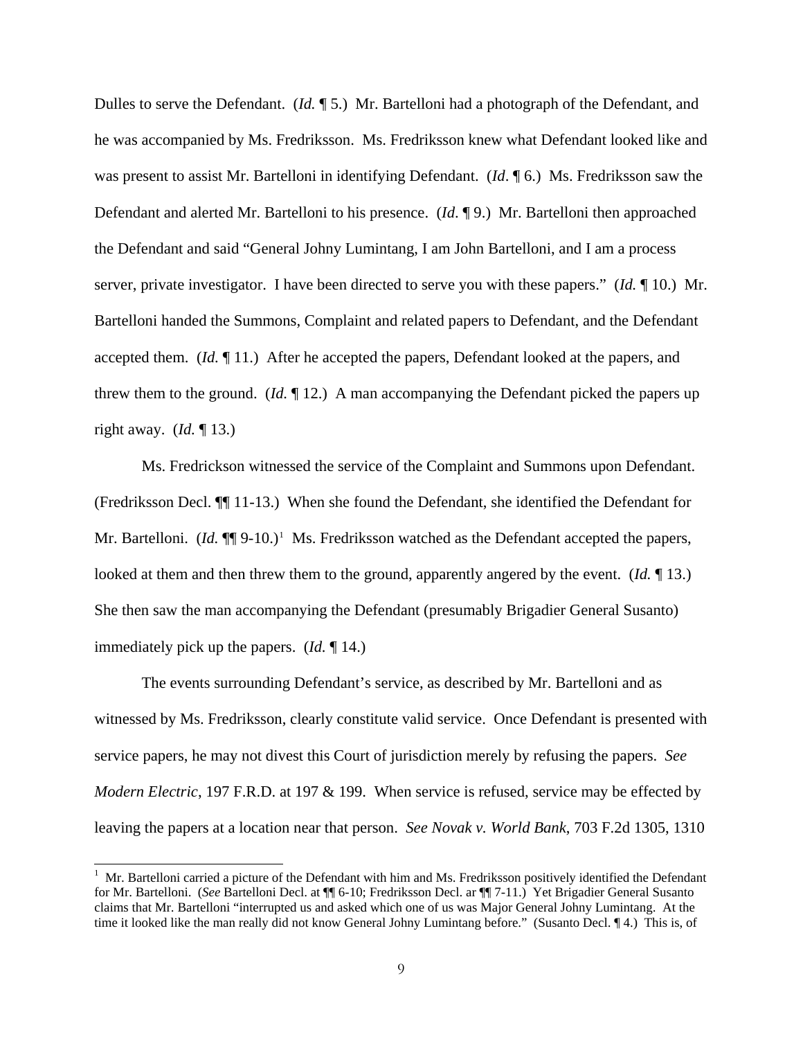Dulles to serve the Defendant. (*Id.* ¶ 5.) Mr. Bartelloni had a photograph of the Defendant, and he was accompanied by Ms. Fredriksson. Ms. Fredriksson knew what Defendant looked like and was present to assist Mr. Bartelloni in identifying Defendant. (*Id*. ¶ 6.) Ms. Fredriksson saw the Defendant and alerted Mr. Bartelloni to his presence. (*Id*. ¶ 9.) Mr. Bartelloni then approached the Defendant and said "General Johny Lumintang, I am John Bartelloni, and I am a process server, private investigator. I have been directed to serve you with these papers." (*Id.* ¶ 10.) Mr. Bartelloni handed the Summons, Complaint and related papers to Defendant, and the Defendant accepted them. (*Id.* ¶ 11.) After he accepted the papers, Defendant looked at the papers, and threw them to the ground. (*Id.* ¶ 12.) A man accompanying the Defendant picked the papers up right away. (*Id.* ¶ 13.)

Ms. Fredrickson witnessed the service of the Complaint and Summons upon Defendant. (Fredriksson Decl. ¶¶ 11-13.) When she found the Defendant, she identified the Defendant for Mr. Bartelloni. (*Id.* ¶¶ 9-10.)[1] Ms. Fredriksson watched as the Defendant accepted the papers, looked at them and then threw them to the ground, apparently angered by the event. (*Id.* ¶ 13.) She then saw the man accompanying the Defendant (presumably Brigadier General Susanto) immediately pick up the papers. (*Id.* ¶ 14.)

The events surrounding Defendant's service, as described by Mr. Bartelloni and as witnessed by Ms. Fredriksson, clearly constitute valid service. Once Defendant is presented with service papers, he may not divest this Court of jurisdiction merely by refusing the papers. *See Modern Electric*, 197 F.R.D. at 197 & 199. When service is refused, service may be effected by leaving the papers at a location near that person. *See Novak v. World Bank*, 703 F.2d 1305, 1310

[1] Mr. Bartelloni carried a picture of the Defendant with him and Ms. Fredriksson positively identified the Defendant for Mr. Bartelloni. (*See* Bartelloni Decl. at ¶¶ 6-10; Fredriksson Decl. ar ¶¶ 7-11.) Yet Brigadier General Susanto claims that Mr. Bartelloni "interrupted us and asked which one of us was Major General Johny Lumintang. At the time it looked like the man really did not know General Johny Lumintang before." (Susanto Decl. ¶ 4.) This is, of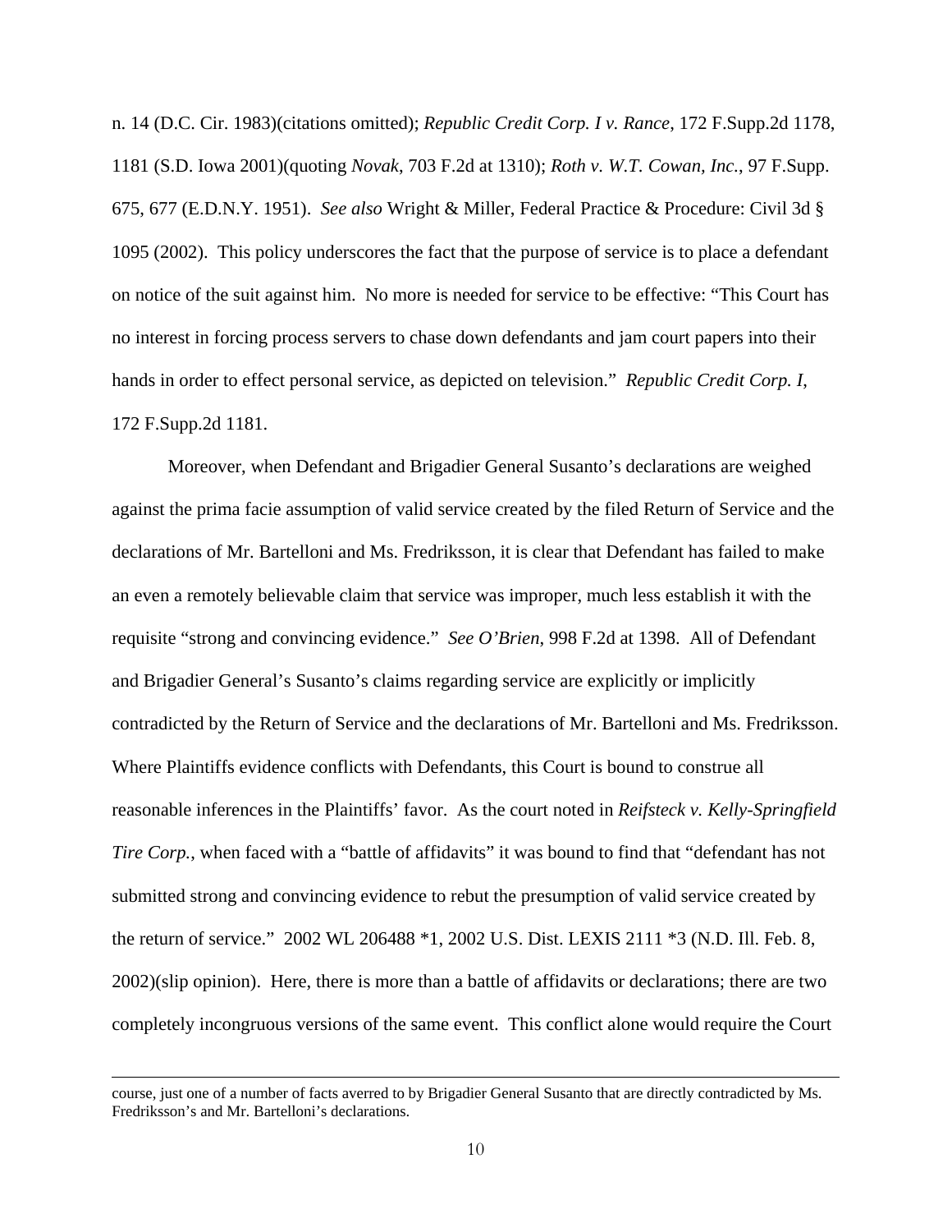n. 14 (D.C. Cir. 1983)(citations omitted); *Republic Credit Corp. I v. Rance*, 172 F.Supp.2d 1178, 1181 (S.D. Iowa 2001)(quoting *Novak*, 703 F.2d at 1310); *Roth v. W.T. Cowan, Inc.*, 97 F.Supp. 675, 677 (E.D.N.Y. 1951). *See also* Wright & Miller, Federal Practice & Procedure: Civil 3d § 1095 (2002). This policy underscores the fact that the purpose of service is to place a defendant on notice of the suit against him. No more is needed for service to be effective: "This Court has no interest in forcing process servers to chase down defendants and jam court papers into their hands in order to effect personal service, as depicted on television." *Republic Credit Corp. I*, 172 F.Supp.2d 1181.

Moreover, when Defendant and Brigadier General Susanto's declarations are weighed against the prima facie assumption of valid service created by the filed Return of Service and the declarations of Mr. Bartelloni and Ms. Fredriksson, it is clear that Defendant has failed to make an even a remotely believable claim that service was improper, much less establish it with the requisite "strong and convincing evidence." *See O'Brien*, 998 F.2d at 1398. All of Defendant and Brigadier General's Susanto's claims regarding service are explicitly or implicitly contradicted by the Return of Service and the declarations of Mr. Bartelloni and Ms. Fredriksson. Where Plaintiffs evidence conflicts with Defendants, this Court is bound to construe all reasonable inferences in the Plaintiffs' favor. As the court noted in *Reifsteck v. Kelly-Springfield Tire Corp.*, when faced with a "battle of affidavits" it was bound to find that "defendant has not submitted strong and convincing evidence to rebut the presumption of valid service created by the return of service." 2002 WL 206488 *1, 2002 U.S. Dist. LEXIS 2111 *3 (N.D. Ill. Feb. 8, 2002)(slip opinion). Here, there is more than a battle of affidavits or declarations; there are two completely incongruous versions of the same event. This conflict alone would require the Court

---

course, just one of a number of facts averred to by Brigadier General Susanto that are directly contradicted by Ms. Fredriksson's and Mr. Bartelloni's declarations.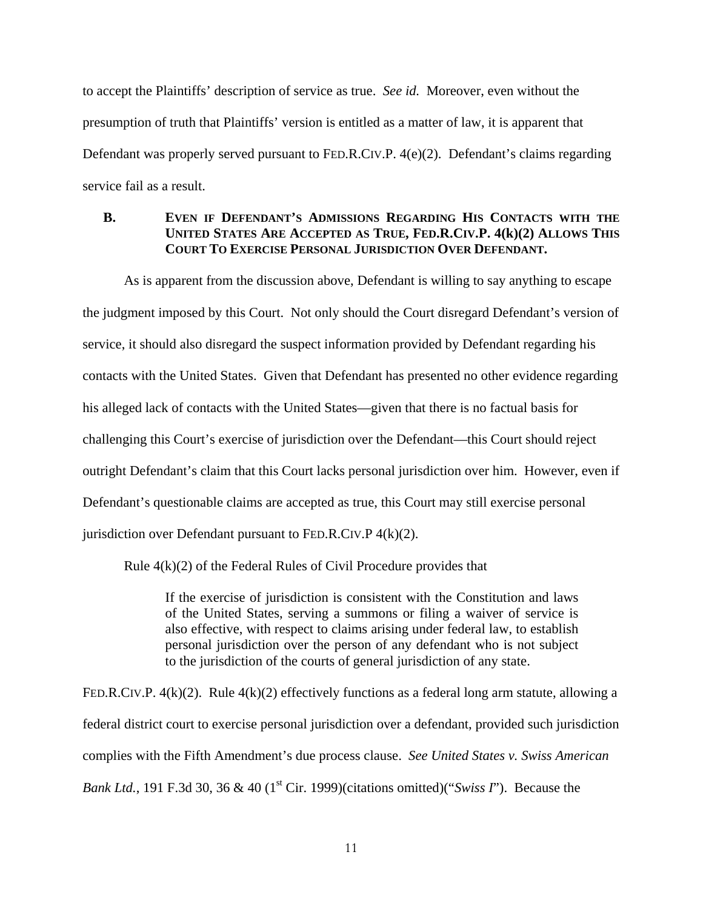to accept the Plaintiffs' description of service as true. *See id.* Moreover, even without the presumption of truth that Plaintiffs' version is entitled as a matter of law, it is apparent that Defendant was properly served pursuant to FED.R.CIV.P. 4(e)(2). Defendant's claims regarding service fail as a result.

### B. EVEN IF DEFENDANT'S ADMISSIONS REGARDING HIS CONTACTS WITH THE UNITED STATES ARE ACCEPTED AS TRUE, FED.R.CIV.P. 4(k)(2) ALLOWS THIS COURT TO EXERCISE PERSONAL JURISDICTION OVER DEFENDANT.

As is apparent from the discussion above, Defendant is willing to say anything to escape the judgment imposed by this Court. Not only should the Court disregard Defendant's version of service, it should also disregard the suspect information provided by Defendant regarding his contacts with the United States. Given that Defendant has presented no other evidence regarding his alleged lack of contacts with the United States—given that there is no factual basis for challenging this Court's exercise of jurisdiction over the Defendant—this Court should reject outright Defendant's claim that this Court lacks personal jurisdiction over him. However, even if Defendant's questionable claims are accepted as true, this Court may still exercise personal jurisdiction over Defendant pursuant to FED.R.CIV.P 4(k)(2).

Rule 4(k)(2) of the Federal Rules of Civil Procedure provides that

> If the exercise of jurisdiction is consistent with the Constitution and laws of the United States, serving a summons or filing a waiver of service is also effective, with respect to claims arising under federal law, to establish personal jurisdiction over the person of any defendant who is not subject to the jurisdiction of the courts of general jurisdiction of any state.

FED.R.CIV.P. 4(k)(2). Rule 4(k)(2) effectively functions as a federal long arm statute, allowing a federal district court to exercise personal jurisdiction over a defendant, provided such jurisdiction complies with the Fifth Amendment's due process clause. *See United States v. Swiss American Bank Ltd.*, 191 F.3d 30, 36 & 40 (1st Cir. 1999)(citations omitted)("*Swiss I*"). Because the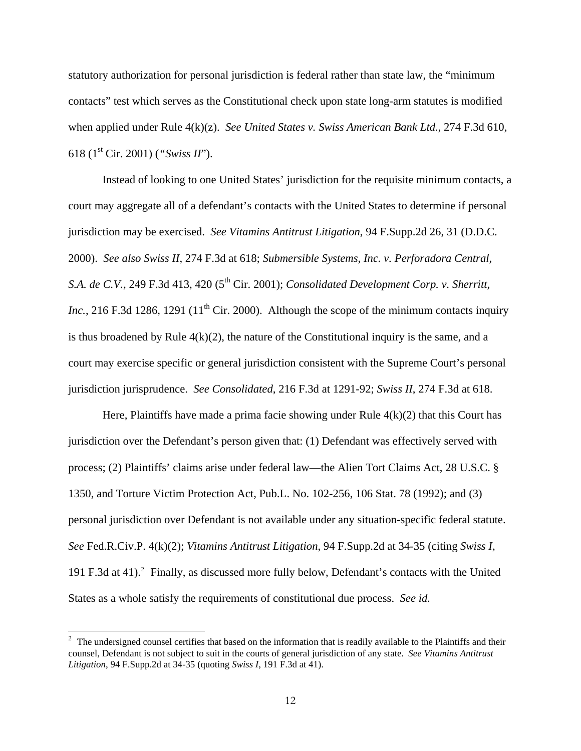statutory authorization for personal jurisdiction is federal rather than state law, the "minimum contacts" test which serves as the Constitutional check upon state long-arm statutes is modified when applied under Rule 4(k)(z). *See United States v. Swiss American Bank Ltd.*, 274 F.3d 610, 618 (1st Cir. 2001) ("*Swiss II*").

Instead of looking to one United States' jurisdiction for the requisite minimum contacts, a court may aggregate all of a defendant's contacts with the United States to determine if personal jurisdiction may be exercised. *See Vitamins Antitrust Litigation*, 94 F.Supp.2d 26, 31 (D.D.C. 2000). *See also Swiss II*, 274 F.3d at 618; *Submersible Systems, Inc. v. Perforadora Central, S.A. de C.V.*, 249 F.3d 413, 420 (5th Cir. 2001); *Consolidated Development Corp. v. Sherritt, Inc.*, 216 F.3d 1286, 1291 (11th Cir. 2000). Although the scope of the minimum contacts inquiry is thus broadened by Rule 4(k)(2), the nature of the Constitutional inquiry is the same, and a court may exercise specific or general jurisdiction consistent with the Supreme Court's personal jurisdiction jurisprudence. *See Consolidated*, 216 F.3d at 1291-92; *Swiss II*, 274 F.3d at 618.

Here, Plaintiffs have made a prima facie showing under Rule 4(k)(2) that this Court has jurisdiction over the Defendant's person given that: (1) Defendant was effectively served with process; (2) Plaintiffs' claims arise under federal law—the Alien Tort Claims Act, 28 U.S.C. § 1350, and Torture Victim Protection Act, Pub.L. No. 102-256, 106 Stat. 78 (1992); and (3) personal jurisdiction over Defendant is not available under any situation-specific federal statute. *See* Fed.R.Civ.P. 4(k)(2); *Vitamins Antitrust Litigation*, 94 F.Supp.2d at 34-35 (citing *Swiss I*, 191 F.3d at 41).[2] Finally, as discussed more fully below, Defendant's contacts with the United States as a whole satisfy the requirements of constitutional due process. *See id.*

[2] The undersigned counsel certifies that based on the information that is readily available to the Plaintiffs and their counsel, Defendant is not subject to suit in the courts of general jurisdiction of any state. *See Vitamins Antitrust Litigation*, 94 F.Supp.2d at 34-35 (quoting *Swiss I*, 191 F.3d at 41).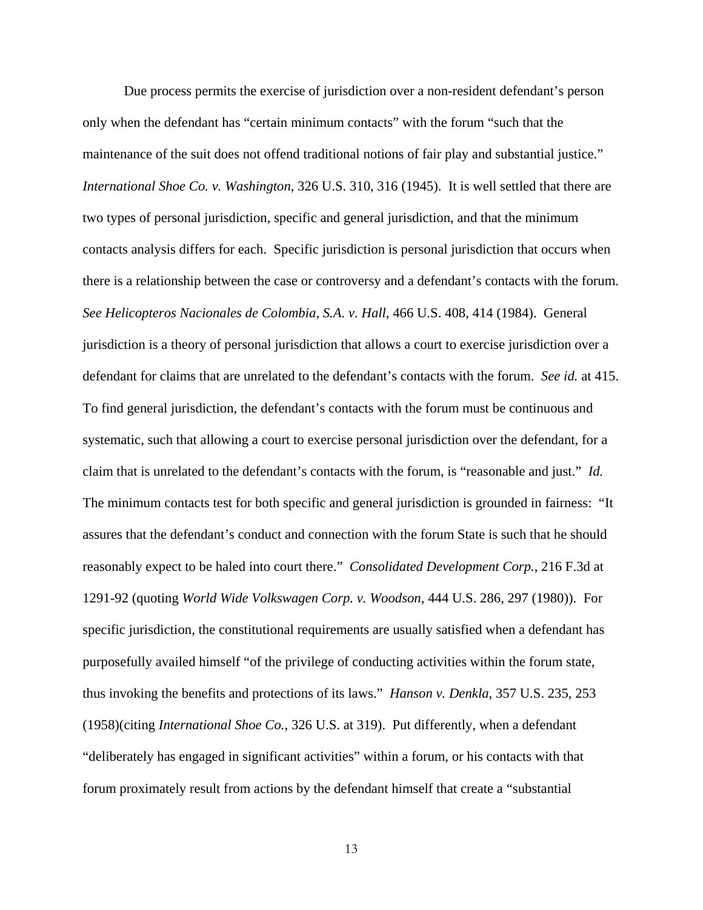Due process permits the exercise of jurisdiction over a non-resident defendant's person only when the defendant has "certain minimum contacts" with the forum "such that the maintenance of the suit does not offend traditional notions of fair play and substantial justice." *International Shoe Co. v. Washington*, 326 U.S. 310, 316 (1945). It is well settled that there are two types of personal jurisdiction, specific and general jurisdiction, and that the minimum contacts analysis differs for each. Specific jurisdiction is personal jurisdiction that occurs when there is a relationship between the case or controversy and a defendant's contacts with the forum. *See Helicopteros Nacionales de Colombia, S.A. v. Hall*, 466 U.S. 408, 414 (1984). General jurisdiction is a theory of personal jurisdiction that allows a court to exercise jurisdiction over a defendant for claims that are unrelated to the defendant's contacts with the forum. *See id.* at 415. To find general jurisdiction, the defendant's contacts with the forum must be continuous and systematic, such that allowing a court to exercise personal jurisdiction over the defendant, for a claim that is unrelated to the defendant's contacts with the forum, is "reasonable and just." *Id.* The minimum contacts test for both specific and general jurisdiction is grounded in fairness: "It assures that the defendant's conduct and connection with the forum State is such that he should reasonably expect to be haled into court there." *Consolidated Development Corp.*, 216 F.3d at 1291-92 (quoting *World Wide Volkswagen Corp. v. Woodson*, 444 U.S. 286, 297 (1980)). For specific jurisdiction, the constitutional requirements are usually satisfied when a defendant has purposefully availed himself "of the privilege of conducting activities within the forum state, thus invoking the benefits and protections of its laws." *Hanson v. Denkla*, 357 U.S. 235, 253 (1958)(citing *International Shoe Co.*, 326 U.S. at 319). Put differently, when a defendant "deliberately has engaged in significant activities" within a forum, or his contacts with that forum proximately result from actions by the defendant himself that create a "substantial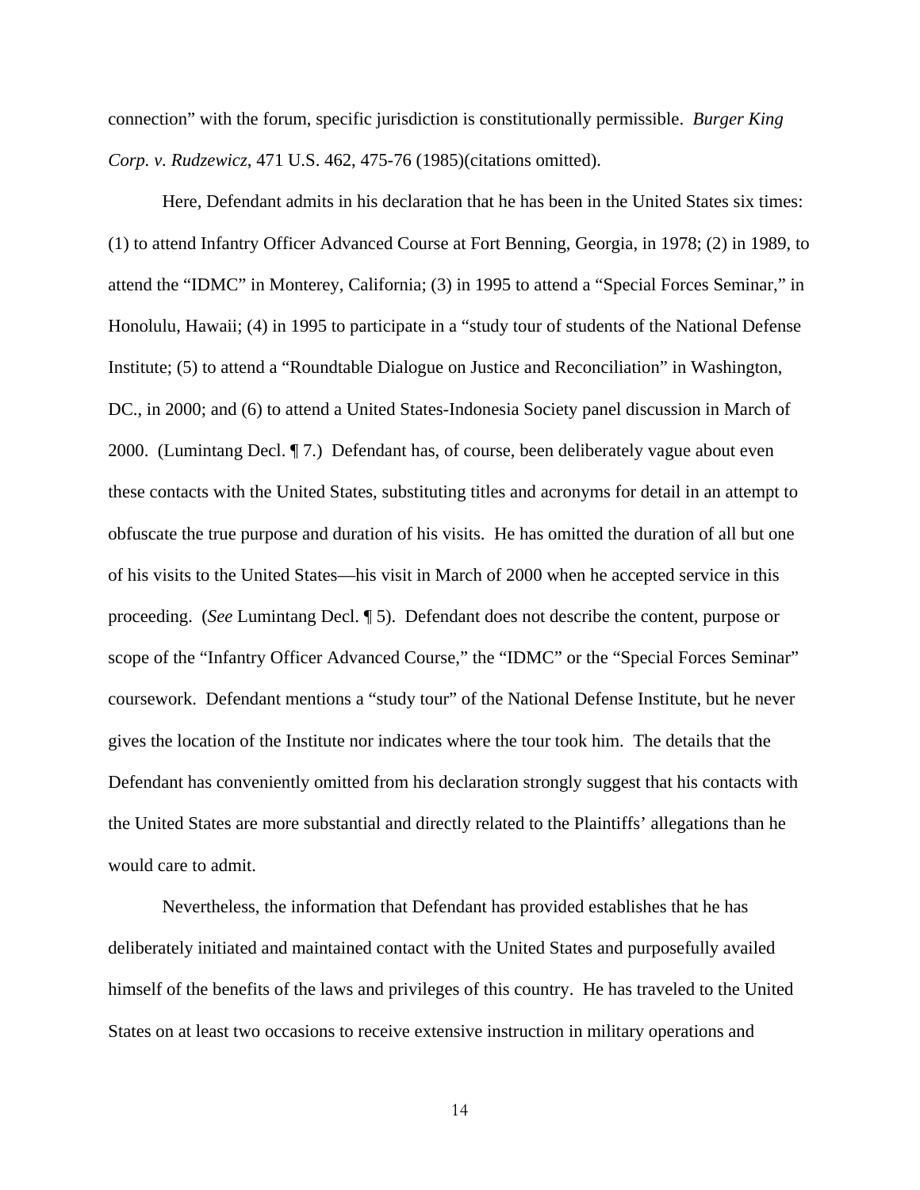connection" with the forum, specific jurisdiction is constitutionally permissible. *Burger King Corp. v. Rudzewicz*, 471 U.S. 462, 475-76 (1985)(citations omitted).

Here, Defendant admits in his declaration that he has been in the United States six times: (1) to attend Infantry Officer Advanced Course at Fort Benning, Georgia, in 1978; (2) in 1989, to attend the "IDMC" in Monterey, California; (3) in 1995 to attend a "Special Forces Seminar," in Honolulu, Hawaii; (4) in 1995 to participate in a "study tour of students of the National Defense Institute; (5) to attend a "Roundtable Dialogue on Justice and Reconciliation" in Washington, DC., in 2000; and (6) to attend a United States-Indonesia Society panel discussion in March of 2000. (Lumintang Decl. ¶ 7.) Defendant has, of course, been deliberately vague about even these contacts with the United States, substituting titles and acronyms for detail in an attempt to obfuscate the true purpose and duration of his visits. He has omitted the duration of all but one of his visits to the United States—his visit in March of 2000 when he accepted service in this proceeding. (*See* Lumintang Decl. ¶ 5). Defendant does not describe the content, purpose or scope of the "Infantry Officer Advanced Course," the "IDMC" or the "Special Forces Seminar" coursework. Defendant mentions a "study tour" of the National Defense Institute, but he never gives the location of the Institute nor indicates where the tour took him. The details that the Defendant has conveniently omitted from his declaration strongly suggest that his contacts with the United States are more substantial and directly related to the Plaintiffs' allegations than he would care to admit.

Nevertheless, the information that Defendant has provided establishes that he has deliberately initiated and maintained contact with the United States and purposefully availed himself of the benefits of the laws and privileges of this country. He has traveled to the United States on at least two occasions to receive extensive instruction in military operations and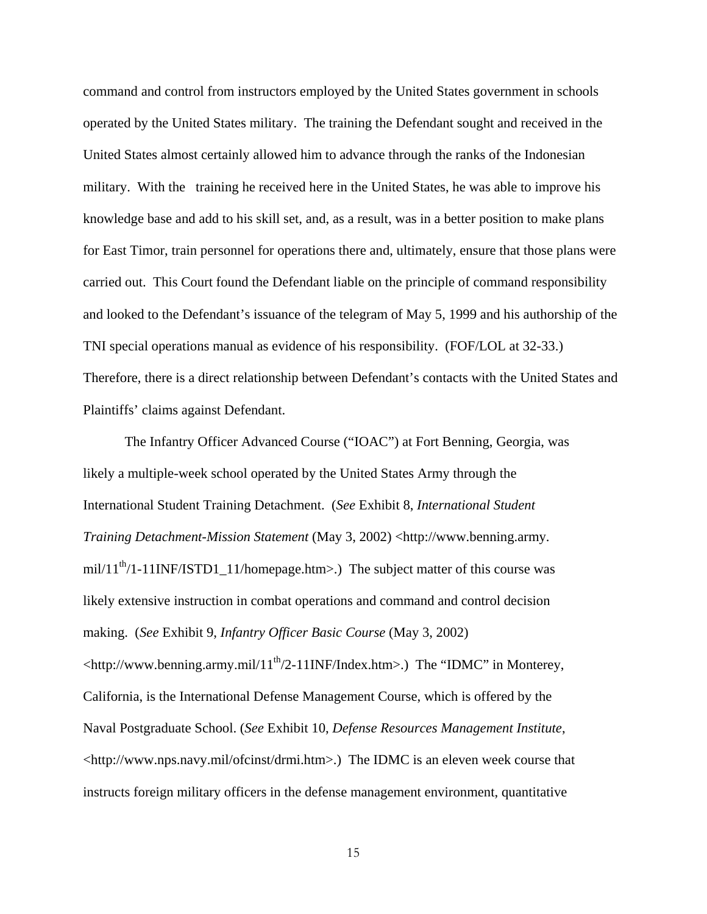command and control from instructors employed by the United States government in schools operated by the United States military. The training the Defendant sought and received in the United States almost certainly allowed him to advance through the ranks of the Indonesian military. With the training he received here in the United States, he was able to improve his knowledge base and add to his skill set, and, as a result, was in a better position to make plans for East Timor, train personnel for operations there and, ultimately, ensure that those plans were carried out. This Court found the Defendant liable on the principle of command responsibility and looked to the Defendant's issuance of the telegram of May 5, 1999 and his authorship of the TNI special operations manual as evidence of his responsibility. (FOF/LOL at 32-33.) Therefore, there is a direct relationship between Defendant's contacts with the United States and Plaintiffs' claims against Defendant.

The Infantry Officer Advanced Course ("IOAC") at Fort Benning, Georgia, was likely a multiple-week school operated by the United States Army through the International Student Training Detachment. (*See* Exhibit 8, *International Student Training Detachment-Mission Statement* (May 3, 2002) <http://www.benning.army.mil/11th/1-11INF/ISTD1_11/homepage.htm>.) The subject matter of this course was likely extensive instruction in combat operations and command and control decision making. (*See* Exhibit 9, *Infantry Officer Basic Course* (May 3, 2002) <http://www.benning.army.mil/11th/2-11INF/Index.htm>.) The "IDMC" in Monterey, California, is the International Defense Management Course, which is offered by the Naval Postgraduate School. (*See* Exhibit 10, *Defense Resources Management Institute*, <http://www.nps.navy.mil/ofcinst/drmi.htm>.) The IDMC is an eleven week course that instructs foreign military officers in the defense management environment, quantitative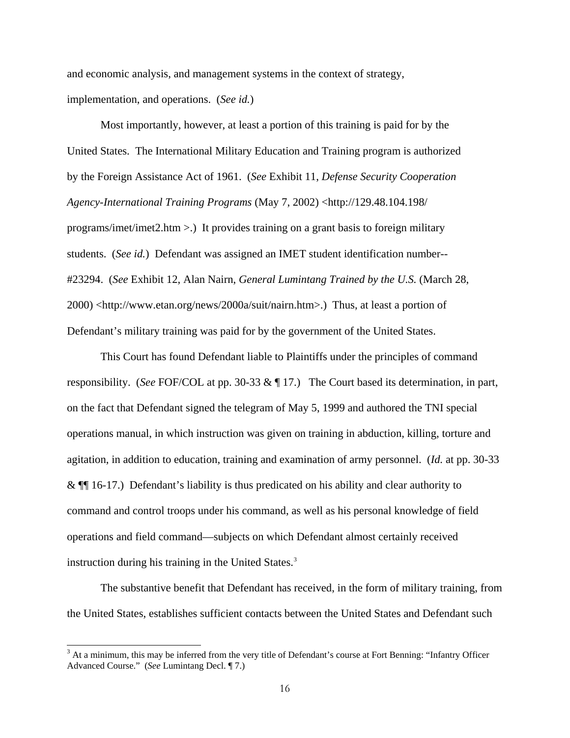and economic analysis, and management systems in the context of strategy, implementation, and operations. (*See id.*)

Most importantly, however, at least a portion of this training is paid for by the United States. The International Military Education and Training program is authorized by the Foreign Assistance Act of 1961. (*See* Exhibit 11, *Defense Security Cooperation Agency-International Training Programs* (May 7, 2002) <http://129.48.104.198/programs/imet/imet2.htm >.) It provides training on a grant basis to foreign military students. (*See id.*) Defendant was assigned an IMET student identification number--#23294. (*See* Exhibit 12, Alan Nairn, *General Lumintang Trained by the U.S.* (March 28, 2000) <http://www.etan.org/news/2000a/suit/nairn.htm>.) Thus, at least a portion of Defendant's military training was paid for by the government of the United States.

This Court has found Defendant liable to Plaintiffs under the principles of command responsibility. (*See* FOF/COL at pp. 30-33 & ¶ 17.) The Court based its determination, in part, on the fact that Defendant signed the telegram of May 5, 1999 and authored the TNI special operations manual, in which instruction was given on training in abduction, killing, torture and agitation, in addition to education, training and examination of army personnel. (*Id.* at pp. 30-33 & ¶¶ 16-17.) Defendant's liability is thus predicated on his ability and clear authority to command and control troops under his command, as well as his personal knowledge of field operations and field command—subjects on which Defendant almost certainly received instruction during his training in the United States.[3]

The substantive benefit that Defendant has received, in the form of military training, from the United States, establishes sufficient contacts between the United States and Defendant such

[3] At a minimum, this may be inferred from the very title of Defendant's course at Fort Benning: "Infantry Officer Advanced Course." (*See* Lumintang Decl. ¶ 7.)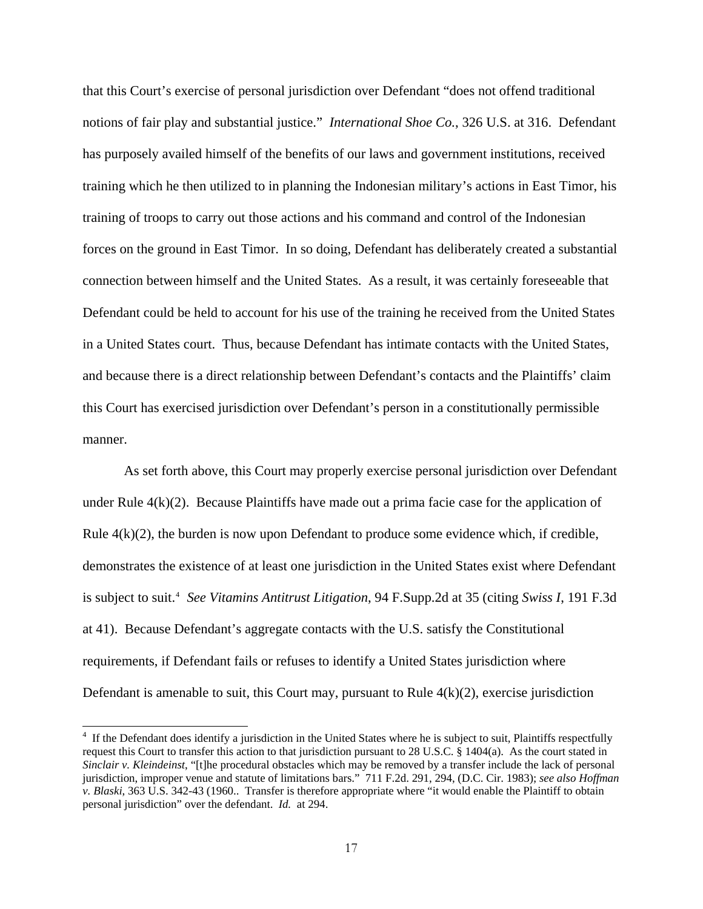that this Court's exercise of personal jurisdiction over Defendant "does not offend traditional notions of fair play and substantial justice." *International Shoe Co.*, 326 U.S. at 316. Defendant has purposely availed himself of the benefits of our laws and government institutions, received training which he then utilized to in planning the Indonesian military's actions in East Timor, his training of troops to carry out those actions and his command and control of the Indonesian forces on the ground in East Timor. In so doing, Defendant has deliberately created a substantial connection between himself and the United States. As a result, it was certainly foreseeable that Defendant could be held to account for his use of the training he received from the United States in a United States court. Thus, because Defendant has intimate contacts with the United States, and because there is a direct relationship between Defendant's contacts and the Plaintiffs' claim this Court has exercised jurisdiction over Defendant's person in a constitutionally permissible manner.

As set forth above, this Court may properly exercise personal jurisdiction over Defendant under Rule 4(k)(2). Because Plaintiffs have made out a prima facie case for the application of Rule 4(k)(2), the burden is now upon Defendant to produce some evidence which, if credible, demonstrates the existence of at least one jurisdiction in the United States exist where Defendant is subject to suit.[4] *See Vitamins Antitrust Litigation*, 94 F.Supp.2d at 35 (citing *Swiss I*, 191 F.3d at 41). Because Defendant's aggregate contacts with the U.S. satisfy the Constitutional requirements, if Defendant fails or refuses to identify a United States jurisdiction where Defendant is amenable to suit, this Court may, pursuant to Rule 4(k)(2), exercise jurisdiction

---

[4] If the Defendant does identify a jurisdiction in the United States where he is subject to suit, Plaintiffs respectfully request this Court to transfer this action to that jurisdiction pursuant to 28 U.S.C. § 1404(a). As the court stated in *Sinclair v. Kleindeinst*, "[t]he procedural obstacles which may be removed by a transfer include the lack of personal jurisdiction, improper venue and statute of limitations bars." 711 F.2d. 291, 294, (D.C. Cir. 1983); *see also Hoffman v. Blaski*, 363 U.S. 342-43 (1960.. Transfer is therefore appropriate where "it would enable the Plaintiff to obtain personal jurisdiction" over the defendant. *Id.* at 294.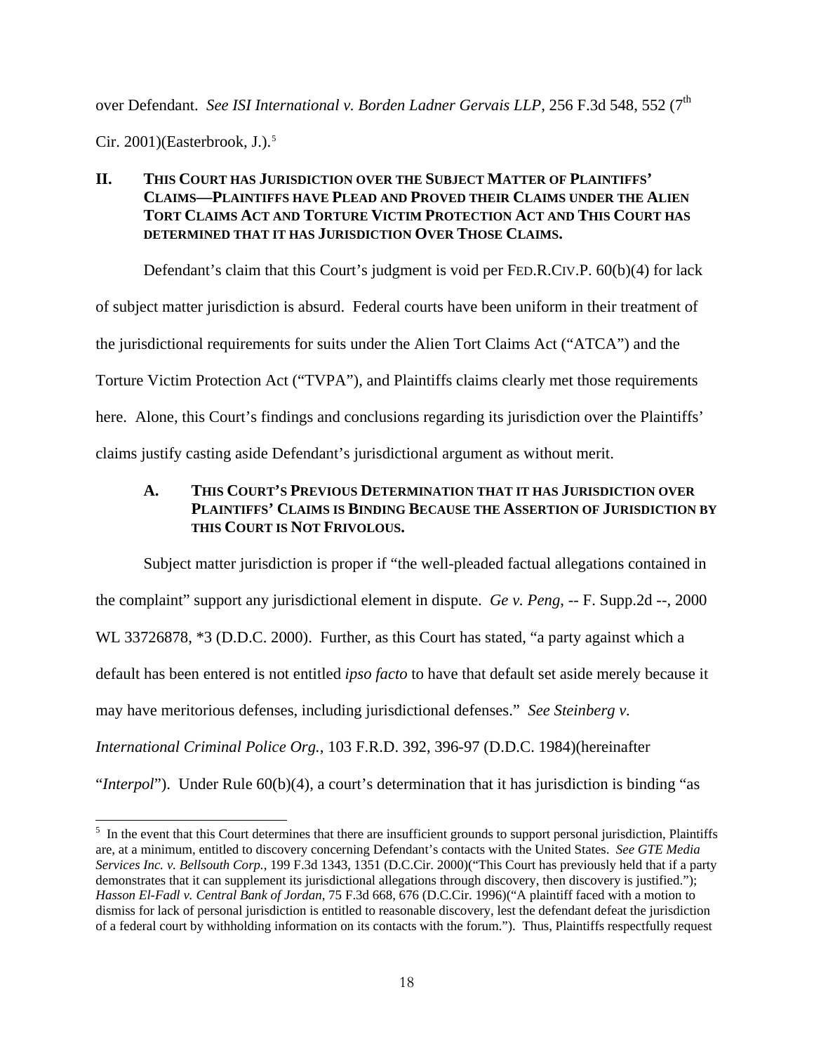over Defendant. *See ISI International v. Borden Ladner Gervais LLP*, 256 F.3d 548, 552 (7th Cir. 2001)(Easterbrook, J.).[5]

## II. THIS COURT HAS JURISDICTION OVER THE SUBJECT MATTER OF PLAINTIFFS' CLAIMS—PLAINTIFFS HAVE PLEAD AND PROVED THEIR CLAIMS UNDER THE ALIEN TORT CLAIMS ACT AND TORTURE VICTIM PROTECTION ACT AND THIS COURT HAS DETERMINED THAT IT HAS JURISDICTION OVER THOSE CLAIMS.

Defendant's claim that this Court's judgment is void per FED.R.CIV.P. 60(b)(4) for lack of subject matter jurisdiction is absurd. Federal courts have been uniform in their treatment of the jurisdictional requirements for suits under the Alien Tort Claims Act ("ATCA") and the Torture Victim Protection Act ("TVPA"), and Plaintiffs claims clearly met those requirements here. Alone, this Court's findings and conclusions regarding its jurisdiction over the Plaintiffs' claims justify casting aside Defendant's jurisdictional argument as without merit.

### A. THIS COURT'S PREVIOUS DETERMINATION THAT IT HAS JURISDICTION OVER PLAINTIFFS' CLAIMS IS BINDING BECAUSE THE ASSERTION OF JURISDICTION BY THIS COURT IS NOT FRIVOLOUS.

Subject matter jurisdiction is proper if "the well-pleaded factual allegations contained in the complaint" support any jurisdictional element in dispute. *Ge v. Peng*, -- F. Supp.2d --, 2000 WL 33726878, *3 (D.D.C. 2000). Further, as this Court has stated, "a party against which a default has been entered is not entitled *ipso facto* to have that default set aside merely because it may have meritorious defenses, including jurisdictional defenses." *See Steinberg v. International Criminal Police Org.*, 103 F.R.D. 392, 396-97 (D.D.C. 1984)(hereinafter "*Interpol*"). Under Rule 60(b)(4), a court's determination that it has jurisdiction is binding "as

---

[5] In the event that this Court determines that there are insufficient grounds to support personal jurisdiction, Plaintiffs are, at a minimum, entitled to discovery concerning Defendant's contacts with the United States. *See GTE Media Services Inc. v. Bellsouth Corp.*, 199 F.3d 1343, 1351 (D.C.Cir. 2000)("This Court has previously held that if a party demonstrates that it can supplement its jurisdictional allegations through discovery, then discovery is justified."); *Hasson El-Fadl v. Central Bank of Jordan*, 75 F.3d 668, 676 (D.C.Cir. 1996)("A plaintiff faced with a motion to dismiss for lack of personal jurisdiction is entitled to reasonable discovery, lest the defendant defeat the jurisdiction of a federal court by withholding information on its contacts with the forum."). Thus, Plaintiffs respectfully request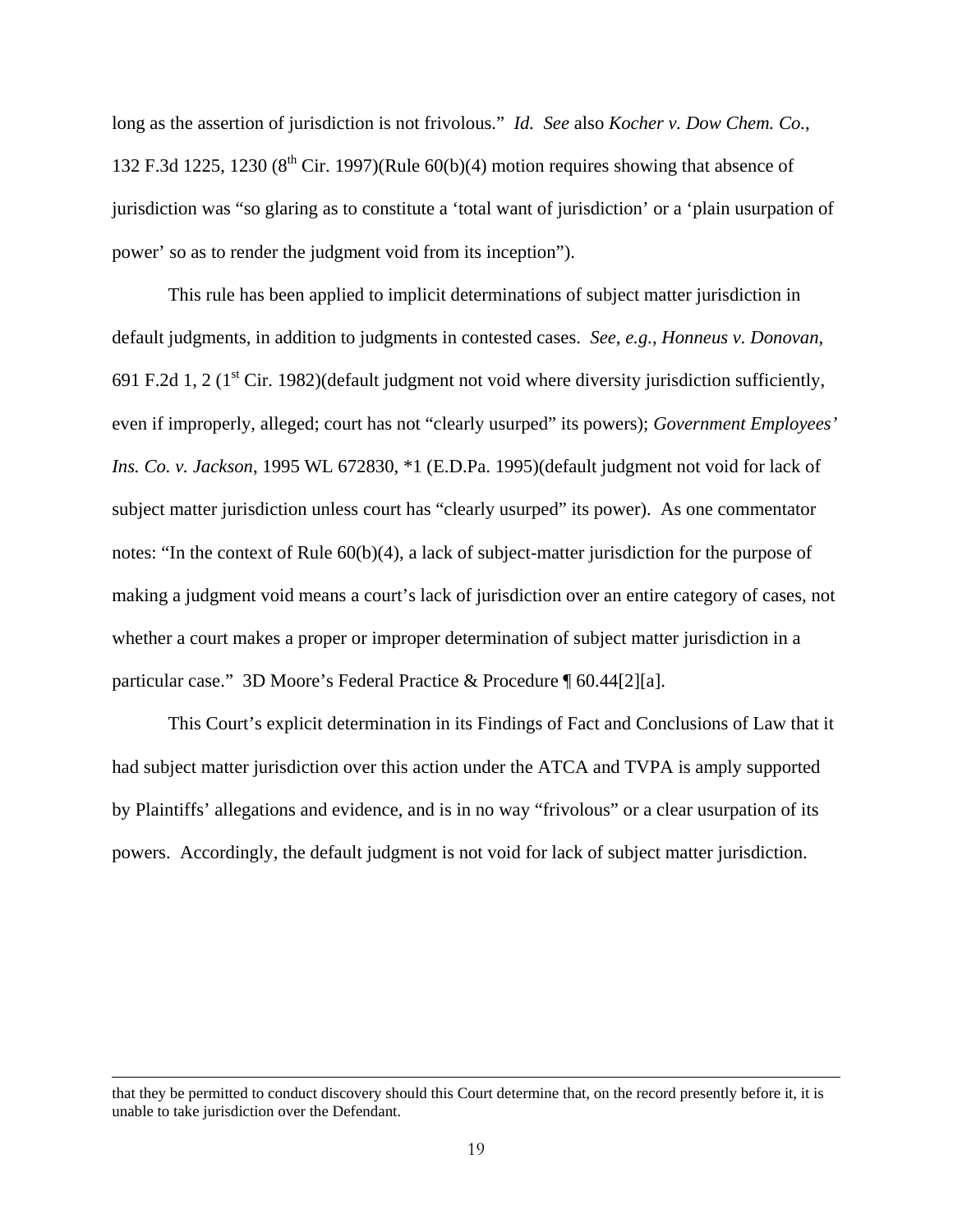long as the assertion of jurisdiction is not frivolous." *Id. See* also *Kocher v. Dow Chem. Co.*, 132 F.3d 1225, 1230 (8th Cir. 1997)(Rule 60(b)(4) motion requires showing that absence of jurisdiction was "so glaring as to constitute a 'total want of jurisdiction' or a 'plain usurpation of power' so as to render the judgment void from its inception").

This rule has been applied to implicit determinations of subject matter jurisdiction in default judgments, in addition to judgments in contested cases. *See, e.g.*, *Honneus v. Donovan*, 691 F.2d 1, 2 (1st Cir. 1982)(default judgment not void where diversity jurisdiction sufficiently, even if improperly, alleged; court has not "clearly usurped" its powers); *Government Employees' Ins. Co. v. Jackson*, 1995 WL 672830, *1 (E.D.Pa. 1995)(default judgment not void for lack of subject matter jurisdiction unless court has "clearly usurped" its power). As one commentator notes: "In the context of Rule 60(b)(4), a lack of subject-matter jurisdiction for the purpose of making a judgment void means a court's lack of jurisdiction over an entire category of cases, not whether a court makes a proper or improper determination of subject matter jurisdiction in a particular case." 3D Moore's Federal Practice & Procedure ¶ 60.44[2][a].

This Court's explicit determination in its Findings of Fact and Conclusions of Law that it had subject matter jurisdiction over this action under the ATCA and TVPA is amply supported by Plaintiffs' allegations and evidence, and is in no way "frivolous" or a clear usurpation of its powers. Accordingly, the default judgment is not void for lack of subject matter jurisdiction.

---

that they be permitted to conduct discovery should this Court determine that, on the record presently before it, it is unable to take jurisdiction over the Defendant.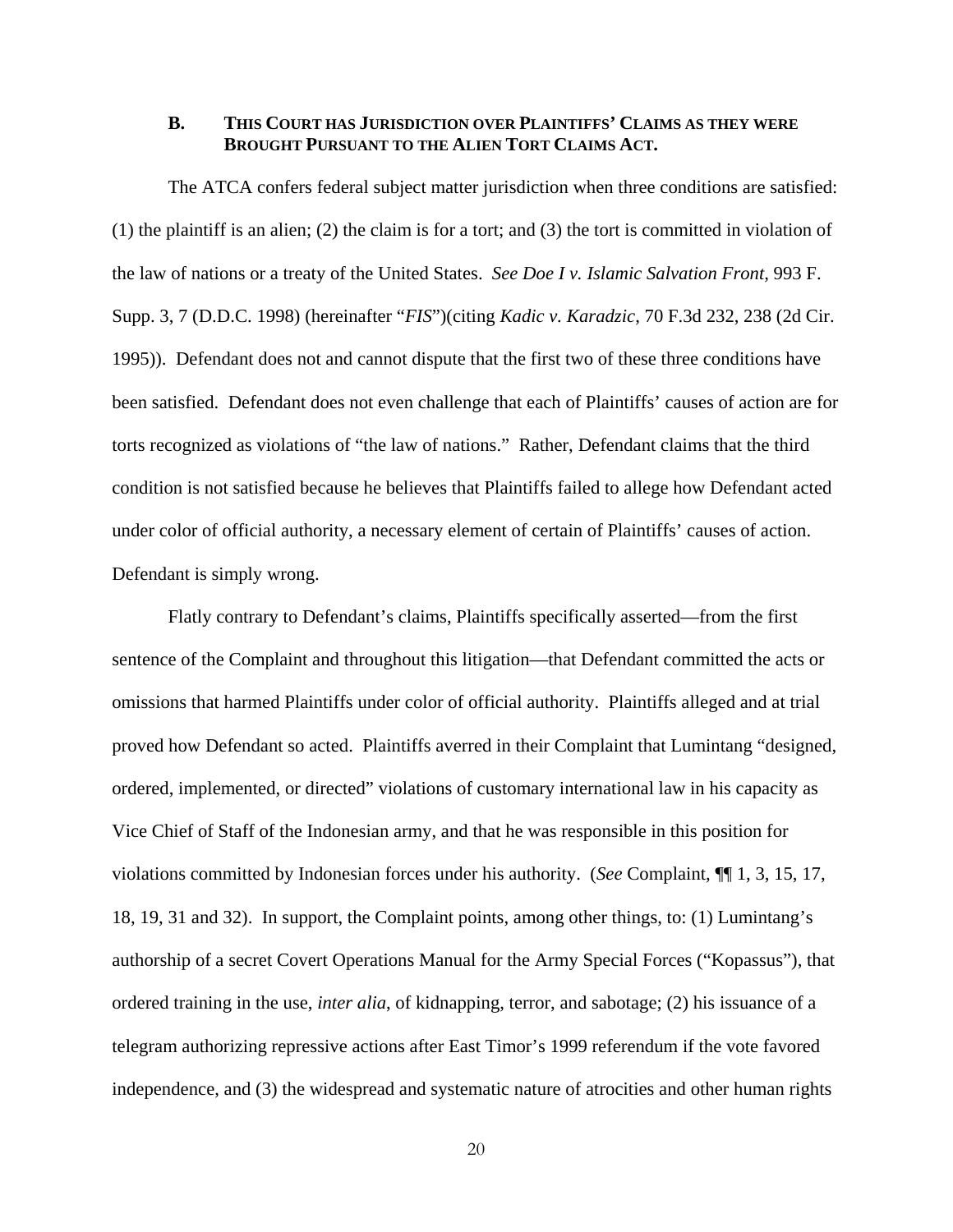### B. This Court has Jurisdiction over Plaintiffs' Claims as they were Brought Pursuant to the Alien Tort Claims Act.

The ATCA confers federal subject matter jurisdiction when three conditions are satisfied: (1) the plaintiff is an alien; (2) the claim is for a tort; and (3) the tort is committed in violation of the law of nations or a treaty of the United States. *See Doe I v. Islamic Salvation Front,* 993 F. Supp. 3, 7 (D.D.C. 1998) (hereinafter "*FIS*")(citing *Kadic v. Karadzic*, 70 F.3d 232, 238 (2d Cir. 1995)). Defendant does not and cannot dispute that the first two of these three conditions have been satisfied. Defendant does not even challenge that each of Plaintiffs' causes of action are for torts recognized as violations of "the law of nations." Rather, Defendant claims that the third condition is not satisfied because he believes that Plaintiffs failed to allege how Defendant acted under color of official authority, a necessary element of certain of Plaintiffs' causes of action. Defendant is simply wrong.

Flatly contrary to Defendant's claims, Plaintiffs specifically asserted—from the first sentence of the Complaint and throughout this litigation—that Defendant committed the acts or omissions that harmed Plaintiffs under color of official authority. Plaintiffs alleged and at trial proved how Defendant so acted. Plaintiffs averred in their Complaint that Lumintang "designed, ordered, implemented, or directed" violations of customary international law in his capacity as Vice Chief of Staff of the Indonesian army, and that he was responsible in this position for violations committed by Indonesian forces under his authority. (*See* Complaint, ¶¶ 1, 3, 15, 17, 18, 19, 31 and 32). In support, the Complaint points, among other things, to: (1) Lumintang's authorship of a secret Covert Operations Manual for the Army Special Forces ("Kopassus"), that ordered training in the use, *inter alia*, of kidnapping, terror, and sabotage; (2) his issuance of a telegram authorizing repressive actions after East Timor's 1999 referendum if the vote favored independence, and (3) the widespread and systematic nature of atrocities and other human rights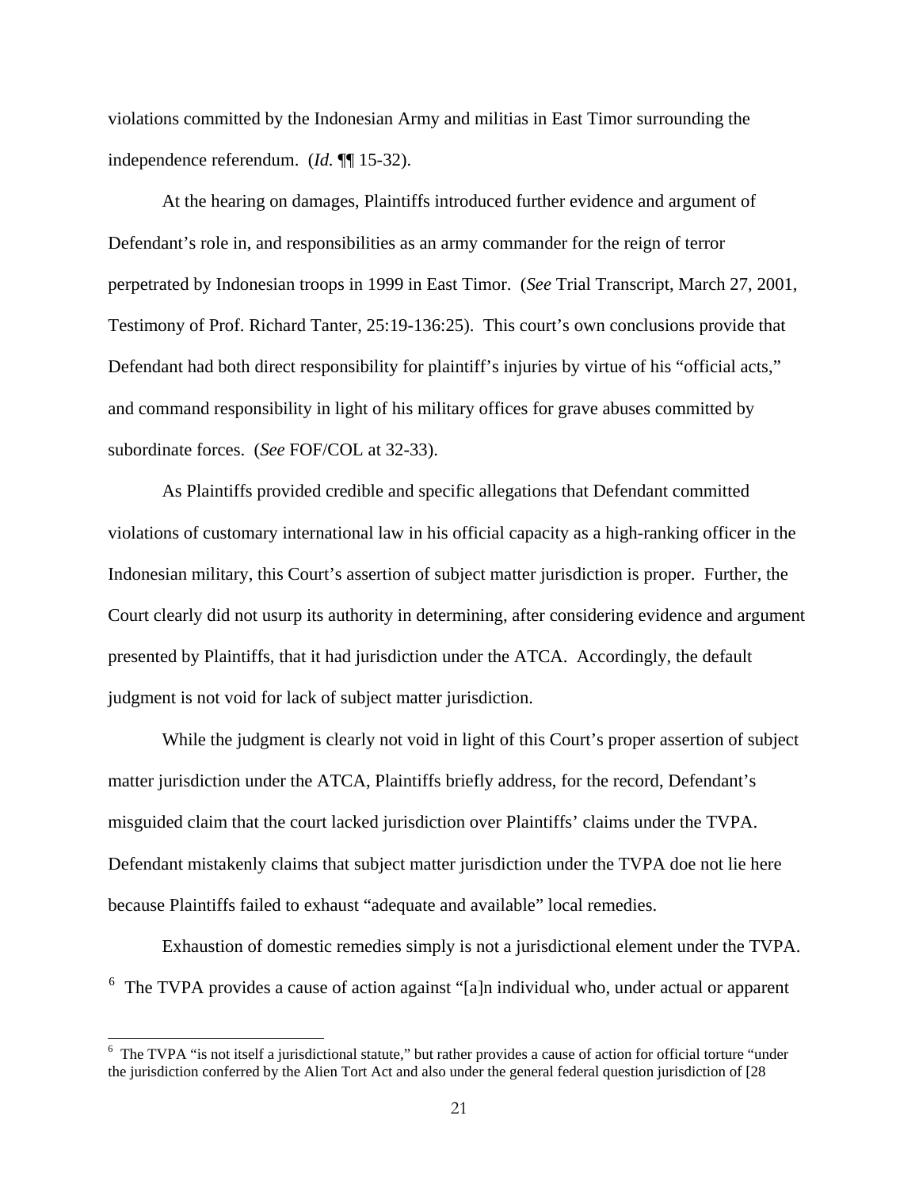violations committed by the Indonesian Army and militias in East Timor surrounding the independence referendum. (*Id.* ¶¶ 15-32).

At the hearing on damages, Plaintiffs introduced further evidence and argument of Defendant's role in, and responsibilities as an army commander for the reign of terror perpetrated by Indonesian troops in 1999 in East Timor. (*See* Trial Transcript, March 27, 2001, Testimony of Prof. Richard Tanter, 25:19-136:25). This court's own conclusions provide that Defendant had both direct responsibility for plaintiff's injuries by virtue of his "official acts," and command responsibility in light of his military offices for grave abuses committed by subordinate forces. (*See* FOF/COL at 32-33).

As Plaintiffs provided credible and specific allegations that Defendant committed violations of customary international law in his official capacity as a high-ranking officer in the Indonesian military, this Court's assertion of subject matter jurisdiction is proper. Further, the Court clearly did not usurp its authority in determining, after considering evidence and argument presented by Plaintiffs, that it had jurisdiction under the ATCA. Accordingly, the default judgment is not void for lack of subject matter jurisdiction.

While the judgment is clearly not void in light of this Court's proper assertion of subject matter jurisdiction under the ATCA, Plaintiffs briefly address, for the record, Defendant's misguided claim that the court lacked jurisdiction over Plaintiffs' claims under the TVPA. Defendant mistakenly claims that subject matter jurisdiction under the TVPA doe not lie here because Plaintiffs failed to exhaust "adequate and available" local remedies.

Exhaustion of domestic remedies simply is not a jurisdictional element under the TVPA. [6] The TVPA provides a cause of action against "[a]n individual who, under actual or apparent

[6] The TVPA "is not itself a jurisdictional statute," but rather provides a cause of action for official torture "under the jurisdiction conferred by the Alien Tort Act and also under the general federal question jurisdiction of [28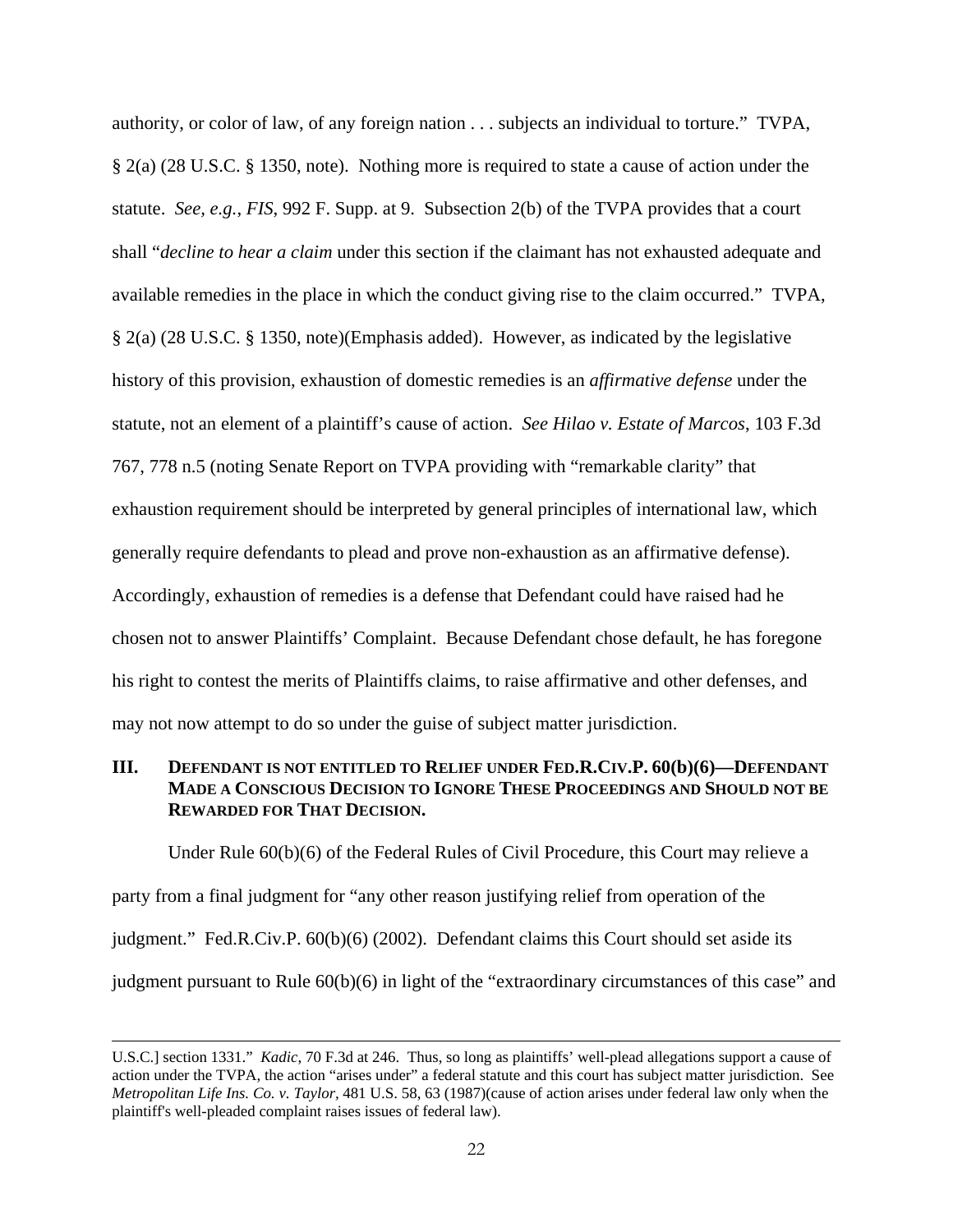authority, or color of law, of any foreign nation . . . subjects an individual to torture." TVPA, § 2(a) (28 U.S.C. § 1350, note). Nothing more is required to state a cause of action under the statute. *See, e.g.*, *FIS*, 992 F. Supp. at 9. Subsection 2(b) of the TVPA provides that a court shall "*decline to hear a claim* under this section if the claimant has not exhausted adequate and available remedies in the place in which the conduct giving rise to the claim occurred." TVPA, § 2(a) (28 U.S.C. § 1350, note)(Emphasis added). However, as indicated by the legislative history of this provision, exhaustion of domestic remedies is an *affirmative defense* under the statute, not an element of a plaintiff's cause of action. *See Hilao v. Estate of Marcos*, 103 F.3d 767, 778 n.5 (noting Senate Report on TVPA providing with "remarkable clarity" that exhaustion requirement should be interpreted by general principles of international law, which generally require defendants to plead and prove non-exhaustion as an affirmative defense). Accordingly, exhaustion of remedies is a defense that Defendant could have raised had he chosen not to answer Plaintiffs' Complaint. Because Defendant chose default, he has foregone his right to contest the merits of Plaintiffs claims, to raise affirmative and other defenses, and may not now attempt to do so under the guise of subject matter jurisdiction.

## III. DEFENDANT IS NOT ENTITLED TO RELIEF UNDER FED.R.CIV.P. 60(b)(6)—DEFENDANT MADE A CONSCIOUS DECISION TO IGNORE THESE PROCEEDINGS AND SHOULD NOT BE REWARDED FOR THAT DECISION.

Under Rule 60(b)(6) of the Federal Rules of Civil Procedure, this Court may relieve a party from a final judgment for "any other reason justifying relief from operation of the judgment." Fed.R.Civ.P. 60(b)(6) (2002). Defendant claims this Court should set aside its judgment pursuant to Rule 60(b)(6) in light of the "extraordinary circumstances of this case" and

---

U.S.C.] section 1331." *Kadic*, 70 F.3d at 246. Thus, so long as plaintiffs' well-plead allegations support a cause of action under the TVPA, the action "arises under" a federal statute and this court has subject matter jurisdiction. See *Metropolitan Life Ins. Co. v. Taylor*, 481 U.S. 58, 63 (1987)(cause of action arises under federal law only when the plaintiff's well-pleaded complaint raises issues of federal law).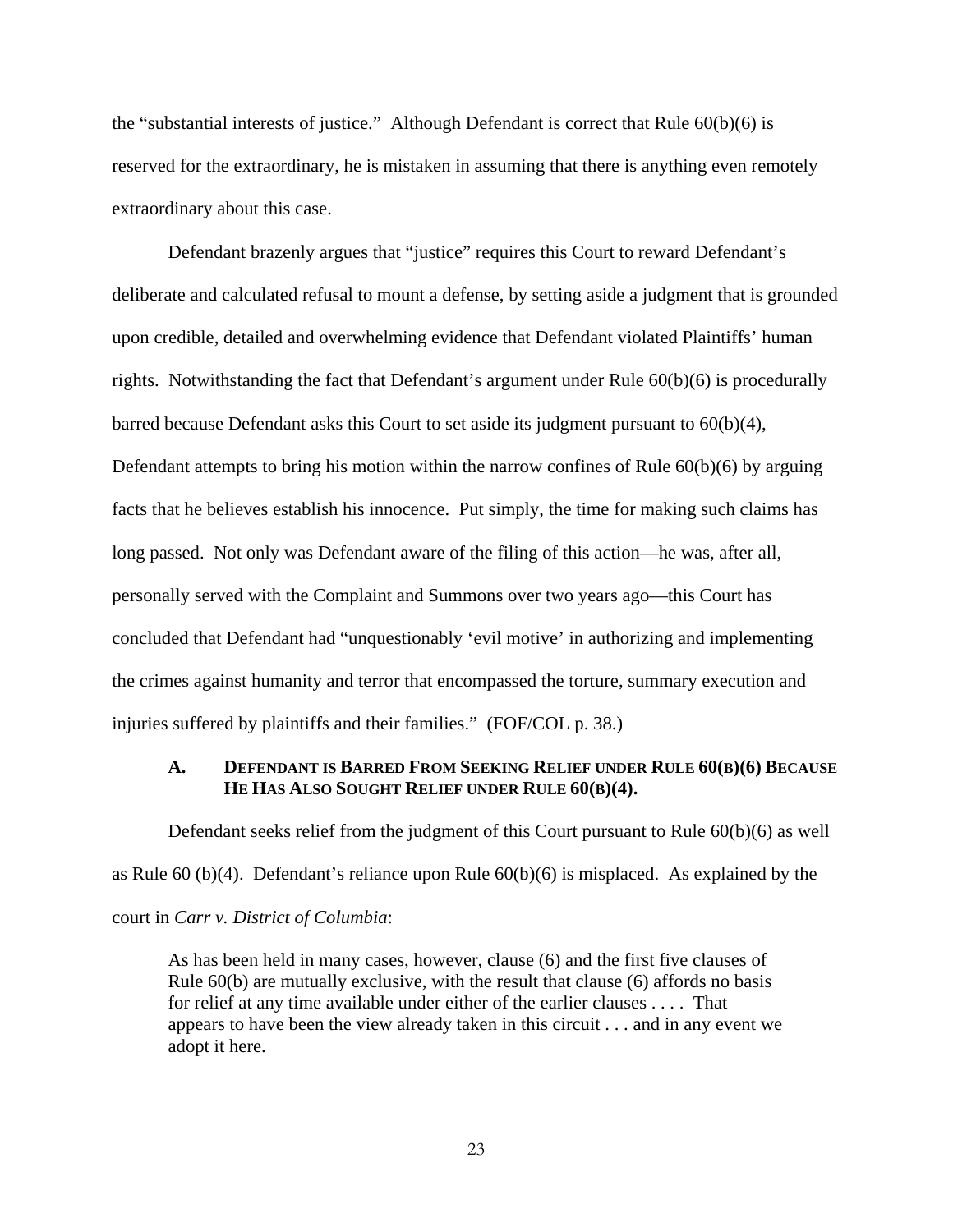the "substantial interests of justice." Although Defendant is correct that Rule 60(b)(6) is reserved for the extraordinary, he is mistaken in assuming that there is anything even remotely extraordinary about this case.

Defendant brazenly argues that "justice" requires this Court to reward Defendant's deliberate and calculated refusal to mount a defense, by setting aside a judgment that is grounded upon credible, detailed and overwhelming evidence that Defendant violated Plaintiffs' human rights. Notwithstanding the fact that Defendant's argument under Rule 60(b)(6) is procedurally barred because Defendant asks this Court to set aside its judgment pursuant to 60(b)(4), Defendant attempts to bring his motion within the narrow confines of Rule 60(b)(6) by arguing facts that he believes establish his innocence. Put simply, the time for making such claims has long passed. Not only was Defendant aware of the filing of this action—he was, after all, personally served with the Complaint and Summons over two years ago—this Court has concluded that Defendant had "unquestionably 'evil motive' in authorizing and implementing the crimes against humanity and terror that encompassed the torture, summary execution and injuries suffered by plaintiffs and their families." (FOF/COL p. 38.)

### A. Defendant is Barred From Seeking Relief under Rule 60(b)(6) Because He Has Also Sought Relief under Rule 60(b)(4).

Defendant seeks relief from the judgment of this Court pursuant to Rule 60(b)(6) as well as Rule 60 (b)(4). Defendant's reliance upon Rule 60(b)(6) is misplaced. As explained by the court in *Carr v. District of Columbia*:

> As has been held in many cases, however, clause (6) and the first five clauses of Rule 60(b) are mutually exclusive, with the result that clause (6) affords no basis for relief at any time available under either of the earlier clauses . . . . That appears to have been the view already taken in this circuit . . . and in any event we adopt it here.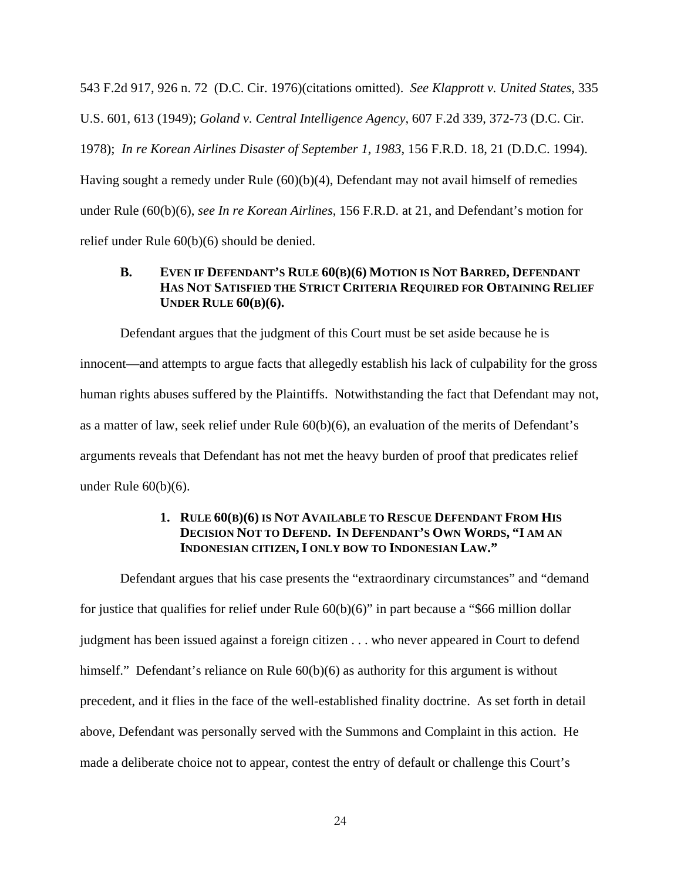543 F.2d 917, 926 n. 72 (D.C. Cir. 1976)(citations omitted). *See Klapprott v. United States*, 335 U.S. 601, 613 (1949); *Goland v. Central Intelligence Agency*, 607 F.2d 339, 372-73 (D.C. Cir. 1978); *In re Korean Airlines Disaster of September 1, 1983*, 156 F.R.D. 18, 21 (D.D.C. 1994). Having sought a remedy under Rule (60)(b)(4), Defendant may not avail himself of remedies under Rule (60(b)(6), *see In re Korean Airlines*, 156 F.R.D. at 21, and Defendant's motion for relief under Rule 60(b)(6) should be denied.

### B. EVEN IF DEFENDANT'S RULE 60(B)(6) MOTION IS NOT BARRED, DEFENDANT HAS NOT SATISFIED THE STRICT CRITERIA REQUIRED FOR OBTAINING RELIEF UNDER RULE 60(B)(6).

Defendant argues that the judgment of this Court must be set aside because he is innocent—and attempts to argue facts that allegedly establish his lack of culpability for the gross human rights abuses suffered by the Plaintiffs. Notwithstanding the fact that Defendant may not, as a matter of law, seek relief under Rule 60(b)(6), an evaluation of the merits of Defendant's arguments reveals that Defendant has not met the heavy burden of proof that predicates relief under Rule 60(b)(6).

#### 1. RULE 60(B)(6) IS NOT AVAILABLE TO RESCUE DEFENDANT FROM HIS DECISION NOT TO DEFEND. IN DEFENDANT'S OWN WORDS, "I AM AN INDONESIAN CITIZEN, I ONLY BOW TO INDONESIAN LAW."

Defendant argues that his case presents the "extraordinary circumstances" and "demand for justice that qualifies for relief under Rule 60(b)(6)" in part because a "$66 million dollar judgment has been issued against a foreign citizen . . . who never appeared in Court to defend himself." Defendant's reliance on Rule 60(b)(6) as authority for this argument is without precedent, and it flies in the face of the well-established finality doctrine. As set forth in detail above, Defendant was personally served with the Summons and Complaint in this action. He made a deliberate choice not to appear, contest the entry of default or challenge this Court's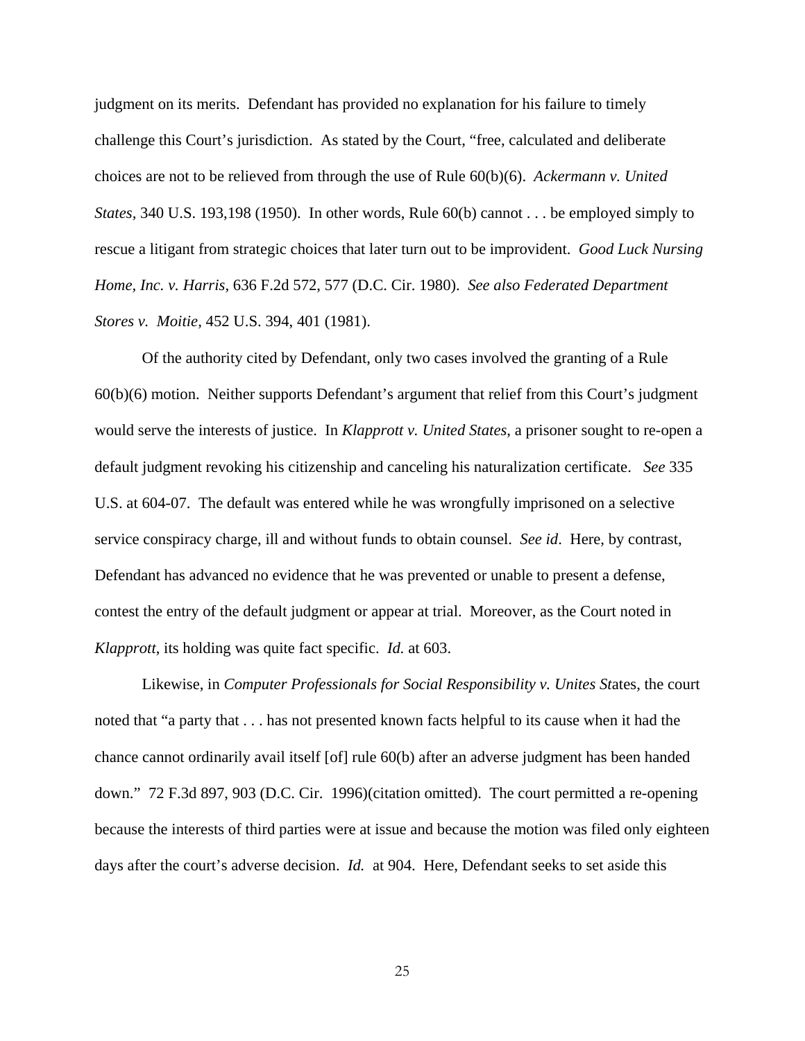judgment on its merits. Defendant has provided no explanation for his failure to timely challenge this Court's jurisdiction. As stated by the Court, "free, calculated and deliberate choices are not to be relieved from through the use of Rule 60(b)(6). *Ackermann v. United States,* 340 U.S. 193,198 (1950). In other words, Rule 60(b) cannot . . . be employed simply to rescue a litigant from strategic choices that later turn out to be improvident. *Good Luck Nursing Home, Inc. v. Harris*, 636 F.2d 572, 577 (D.C. Cir. 1980). *See also Federated Department Stores v. Moitie*, 452 U.S. 394, 401 (1981).

Of the authority cited by Defendant, only two cases involved the granting of a Rule 60(b)(6) motion. Neither supports Defendant's argument that relief from this Court's judgment would serve the interests of justice. In *Klapprott v. United States*, a prisoner sought to re-open a default judgment revoking his citizenship and canceling his naturalization certificate. *See* 335 U.S. at 604-07. The default was entered while he was wrongfully imprisoned on a selective service conspiracy charge, ill and without funds to obtain counsel. *See id*. Here, by contrast, Defendant has advanced no evidence that he was prevented or unable to present a defense, contest the entry of the default judgment or appear at trial. Moreover, as the Court noted in *Klapprott*, its holding was quite fact specific. *Id.* at 603.

Likewise, in *Computer Professionals for Social Responsibility v. Unites St*ates, the court noted that "a party that . . . has not presented known facts helpful to its cause when it had the chance cannot ordinarily avail itself [of] rule 60(b) after an adverse judgment has been handed down." 72 F.3d 897, 903 (D.C. Cir. 1996)(citation omitted). The court permitted a re-opening because the interests of third parties were at issue and because the motion was filed only eighteen days after the court's adverse decision. *Id.* at 904. Here, Defendant seeks to set aside this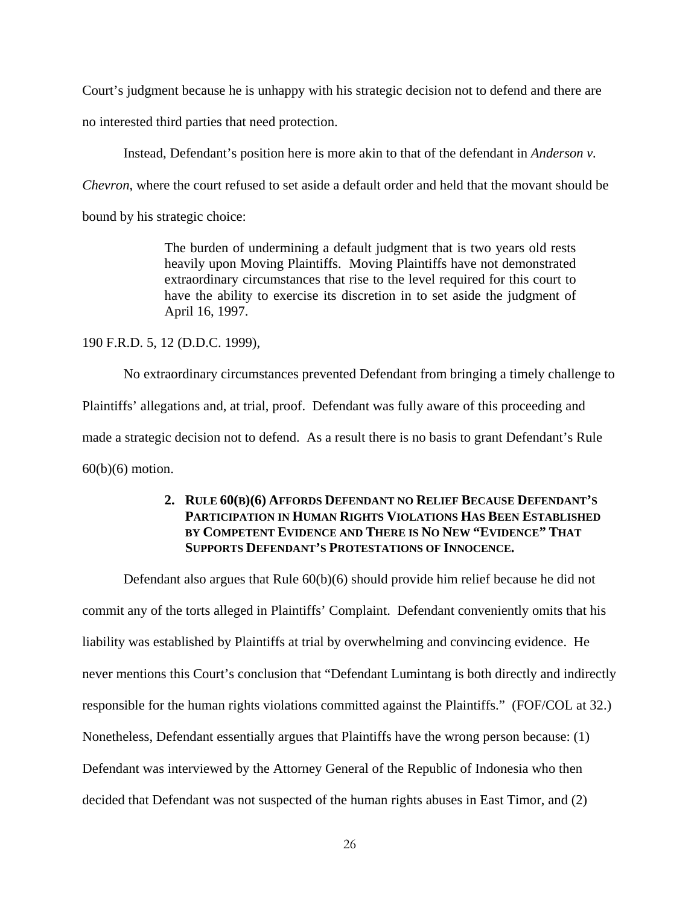Court's judgment because he is unhappy with his strategic decision not to defend and there are no interested third parties that need protection.

Instead, Defendant's position here is more akin to that of the defendant in *Anderson v. Chevron*, where the court refused to set aside a default order and held that the movant should be bound by his strategic choice:

> The burden of undermining a default judgment that is two years old rests heavily upon Moving Plaintiffs. Moving Plaintiffs have not demonstrated extraordinary circumstances that rise to the level required for this court to have the ability to exercise its discretion in to set aside the judgment of April 16, 1997.

190 F.R.D. 5, 12 (D.D.C. 1999),

No extraordinary circumstances prevented Defendant from bringing a timely challenge to Plaintiffs' allegations and, at trial, proof. Defendant was fully aware of this proceeding and made a strategic decision not to defend. As a result there is no basis to grant Defendant's Rule 60(b)(6) motion.

#### 2. Rule 60(b)(6) Affords Defendant no Relief Because Defendant's Participation in Human Rights Violations Has Been Established by Competent Evidence and There is No New "Evidence" That Supports Defendant's Protestations of Innocence.

Defendant also argues that Rule 60(b)(6) should provide him relief because he did not commit any of the torts alleged in Plaintiffs' Complaint. Defendant conveniently omits that his liability was established by Plaintiffs at trial by overwhelming and convincing evidence. He never mentions this Court's conclusion that "Defendant Lumintang is both directly and indirectly responsible for the human rights violations committed against the Plaintiffs." (FOF/COL at 32.) Nonetheless, Defendant essentially argues that Plaintiffs have the wrong person because: (1) Defendant was interviewed by the Attorney General of the Republic of Indonesia who then decided that Defendant was not suspected of the human rights abuses in East Timor, and (2)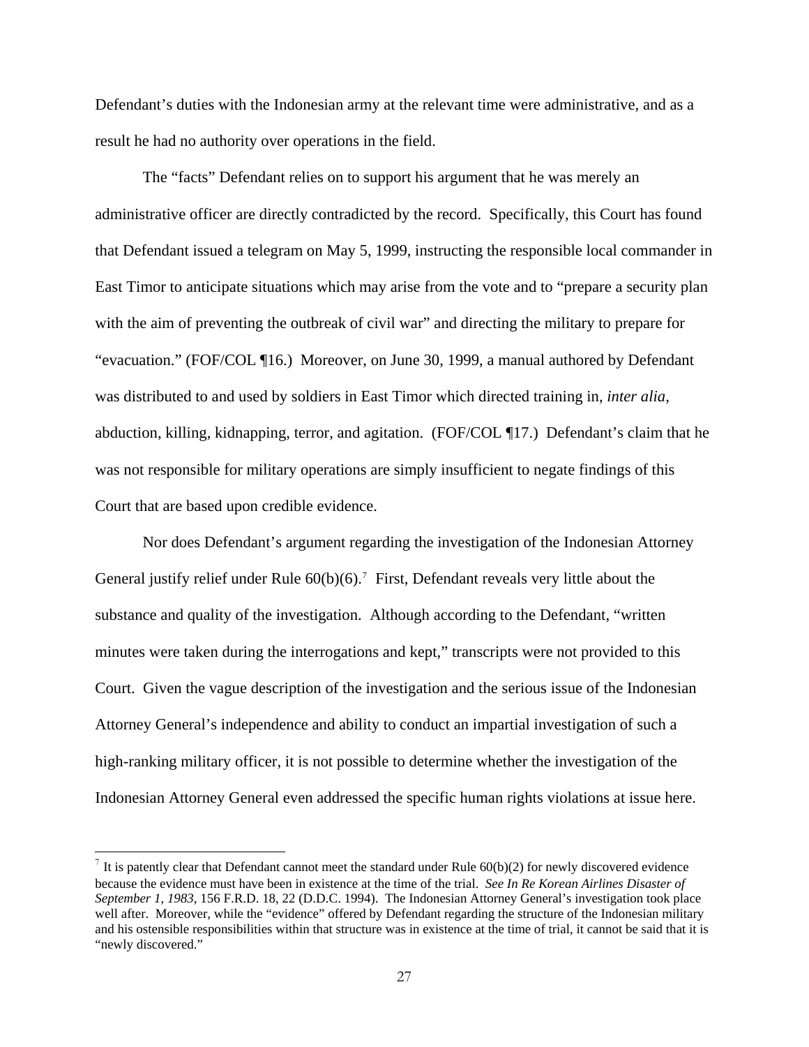Defendant's duties with the Indonesian army at the relevant time were administrative, and as a result he had no authority over operations in the field.

The "facts" Defendant relies on to support his argument that he was merely an administrative officer are directly contradicted by the record. Specifically, this Court has found that Defendant issued a telegram on May 5, 1999, instructing the responsible local commander in East Timor to anticipate situations which may arise from the vote and to "prepare a security plan with the aim of preventing the outbreak of civil war" and directing the military to prepare for "evacuation." (FOF/COL ¶16.) Moreover, on June 30, 1999, a manual authored by Defendant was distributed to and used by soldiers in East Timor which directed training in, *inter alia*, abduction, killing, kidnapping, terror, and agitation. (FOF/COL ¶17.) Defendant's claim that he was not responsible for military operations are simply insufficient to negate findings of this Court that are based upon credible evidence.

Nor does Defendant's argument regarding the investigation of the Indonesian Attorney General justify relief under Rule 60(b)(6).[7] First, Defendant reveals very little about the substance and quality of the investigation. Although according to the Defendant, "written minutes were taken during the interrogations and kept," transcripts were not provided to this Court. Given the vague description of the investigation and the serious issue of the Indonesian Attorney General's independence and ability to conduct an impartial investigation of such a high-ranking military officer, it is not possible to determine whether the investigation of the Indonesian Attorney General even addressed the specific human rights violations at issue here.

---

[7] It is patently clear that Defendant cannot meet the standard under Rule 60(b)(2) for newly discovered evidence because the evidence must have been in existence at the time of the trial. *See In Re Korean Airlines Disaster of September 1, 1983*, 156 F.R.D. 18, 22 (D.D.C. 1994). The Indonesian Attorney General's investigation took place well after. Moreover, while the "evidence" offered by Defendant regarding the structure of the Indonesian military and his ostensible responsibilities within that structure was in existence at the time of trial, it cannot be said that it is "newly discovered."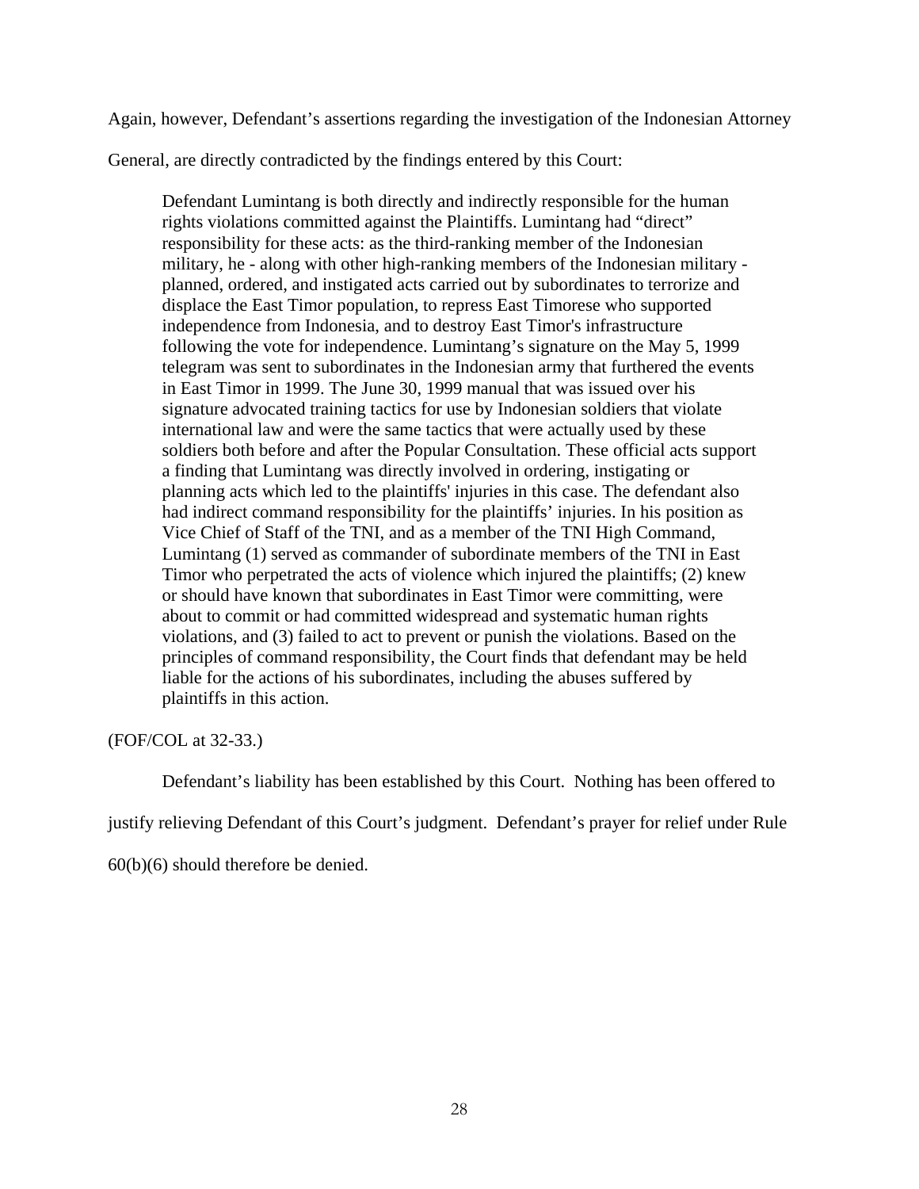Again, however, Defendant's assertions regarding the investigation of the Indonesian Attorney General, are directly contradicted by the findings entered by this Court:

> Defendant Lumintang is both directly and indirectly responsible for the human rights violations committed against the Plaintiffs. Lumintang had "direct" responsibility for these acts: as the third-ranking member of the Indonesian military, he - along with other high-ranking members of the Indonesian military - planned, ordered, and instigated acts carried out by subordinates to terrorize and displace the East Timor population, to repress East Timorese who supported independence from Indonesia, and to destroy East Timor's infrastructure following the vote for independence. Lumintang's signature on the May 5, 1999 telegram was sent to subordinates in the Indonesian army that furthered the events in East Timor in 1999. The June 30, 1999 manual that was issued over his signature advocated training tactics for use by Indonesian soldiers that violate international law and were the same tactics that were actually used by these soldiers both before and after the Popular Consultation. These official acts support a finding that Lumintang was directly involved in ordering, instigating or planning acts which led to the plaintiffs' injuries in this case. The defendant also had indirect command responsibility for the plaintiffs' injuries. In his position as Vice Chief of Staff of the TNI, and as a member of the TNI High Command, Lumintang (1) served as commander of subordinate members of the TNI in East Timor who perpetrated the acts of violence which injured the plaintiffs; (2) knew or should have known that subordinates in East Timor were committing, were about to commit or had committed widespread and systematic human rights violations, and (3) failed to act to prevent or punish the violations. Based on the principles of command responsibility, the Court finds that defendant may be held liable for the actions of his subordinates, including the abuses suffered by plaintiffs in this action.

(FOF/COL at 32-33.)

Defendant's liability has been established by this Court. Nothing has been offered to justify relieving Defendant of this Court's judgment. Defendant's prayer for relief under Rule 60(b)(6) should therefore be denied.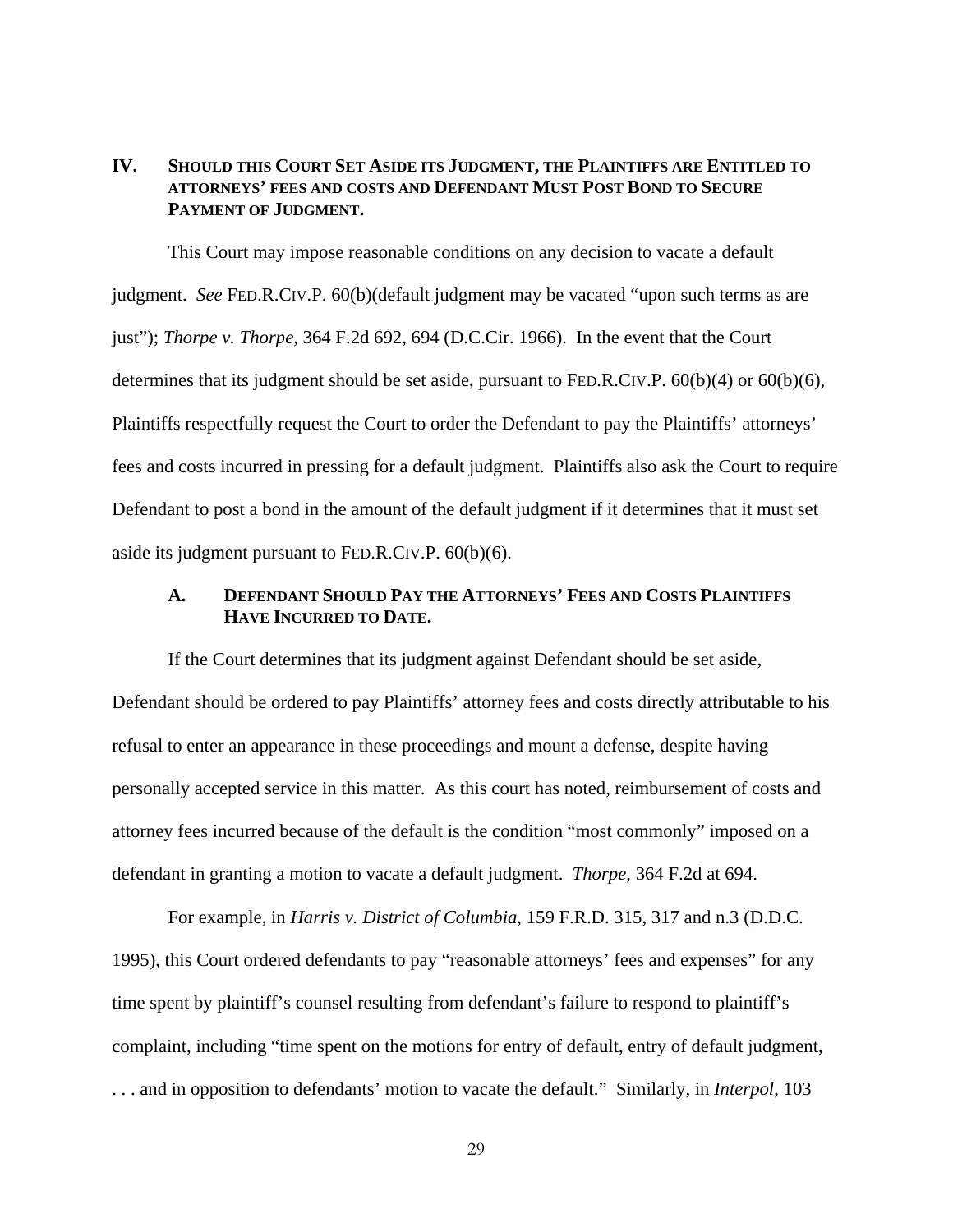## IV. Should this Court Set Aside its Judgment, the Plaintiffs are Entitled to attorneys' fees and costs and Defendant Must Post Bond to Secure Payment of Judgment.

This Court may impose reasonable conditions on any decision to vacate a default judgment. *See* FED.R.CIV.P. 60(b)(default judgment may be vacated "upon such terms as are just"); *Thorpe v. Thorpe*, 364 F.2d 692, 694 (D.C.Cir. 1966). In the event that the Court determines that its judgment should be set aside, pursuant to FED.R.CIV.P. 60(b)(4) or 60(b)(6), Plaintiffs respectfully request the Court to order the Defendant to pay the Plaintiffs' attorneys' fees and costs incurred in pressing for a default judgment. Plaintiffs also ask the Court to require Defendant to post a bond in the amount of the default judgment if it determines that it must set aside its judgment pursuant to FED.R.CIV.P. 60(b)(6).

### A. Defendant Should Pay the Attorneys' Fees and Costs Plaintiffs Have Incurred to Date.

If the Court determines that its judgment against Defendant should be set aside, Defendant should be ordered to pay Plaintiffs' attorney fees and costs directly attributable to his refusal to enter an appearance in these proceedings and mount a defense, despite having personally accepted service in this matter. As this court has noted, reimbursement of costs and attorney fees incurred because of the default is the condition "most commonly" imposed on a defendant in granting a motion to vacate a default judgment. *Thorpe*, 364 F.2d at 694.

For example, in *Harris v. District of Columbia*, 159 F.R.D. 315, 317 and n.3 (D.D.C. 1995), this Court ordered defendants to pay "reasonable attorneys' fees and expenses" for any time spent by plaintiff's counsel resulting from defendant's failure to respond to plaintiff's complaint, including "time spent on the motions for entry of default, entry of default judgment, . . . and in opposition to defendants' motion to vacate the default." Similarly, in *Interpol*, 103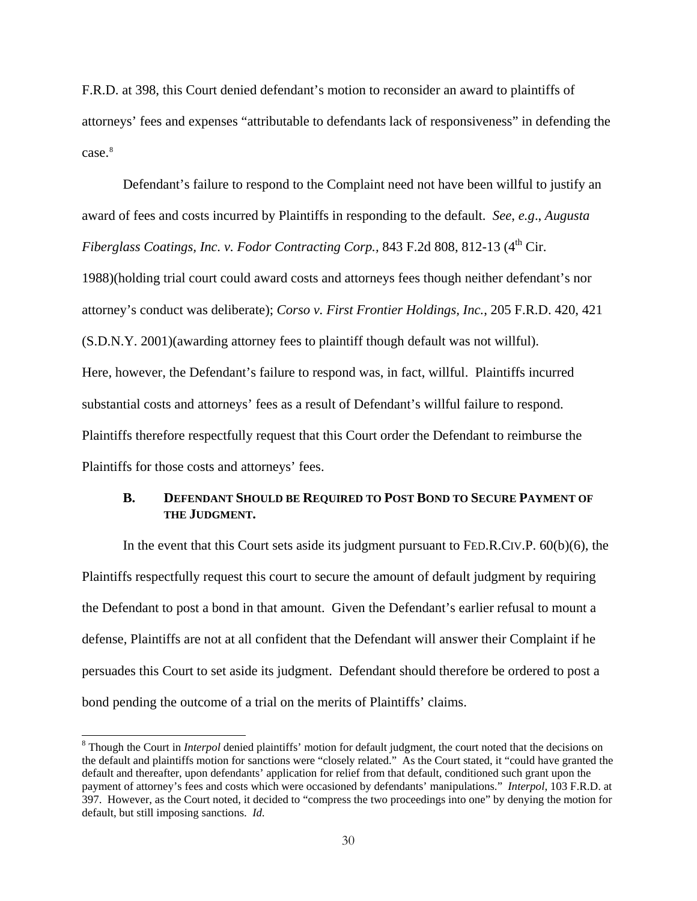F.R.D. at 398, this Court denied defendant's motion to reconsider an award to plaintiffs of attorneys' fees and expenses "attributable to defendants lack of responsiveness" in defending the case.[8]

Defendant's failure to respond to the Complaint need not have been willful to justify an award of fees and costs incurred by Plaintiffs in responding to the default. *See, e.g.*, *Augusta Fiberglass Coatings, Inc. v. Fodor Contracting Corp.*, 843 F.2d 808, 812-13 (4th Cir. 1988)(holding trial court could award costs and attorneys fees though neither defendant's nor attorney's conduct was deliberate); *Corso v. First Frontier Holdings, Inc.*, 205 F.R.D. 420, 421 (S.D.N.Y. 2001)(awarding attorney fees to plaintiff though default was not willful). Here, however, the Defendant's failure to respond was, in fact, willful. Plaintiffs incurred substantial costs and attorneys' fees as a result of Defendant's willful failure to respond. Plaintiffs therefore respectfully request that this Court order the Defendant to reimburse the Plaintiffs for those costs and attorneys' fees.

### B. DEFENDANT SHOULD BE REQUIRED TO POST BOND TO SECURE PAYMENT OF THE JUDGMENT.

In the event that this Court sets aside its judgment pursuant to FED.R.CIV.P. 60(b)(6), the Plaintiffs respectfully request this court to secure the amount of default judgment by requiring the Defendant to post a bond in that amount. Given the Defendant's earlier refusal to mount a defense, Plaintiffs are not at all confident that the Defendant will answer their Complaint if he persuades this Court to set aside its judgment. Defendant should therefore be ordered to post a bond pending the outcome of a trial on the merits of Plaintiffs' claims.

---

[8] Though the Court in *Interpol* denied plaintiffs' motion for default judgment, the court noted that the decisions on the default and plaintiffs motion for sanctions were "closely related." As the Court stated, it "could have granted the default and thereafter, upon defendants' application for relief from that default, conditioned such grant upon the payment of attorney's fees and costs which were occasioned by defendants' manipulations." *Interpol*, 103 F.R.D. at 397. However, as the Court noted, it decided to "compress the two proceedings into one" by denying the motion for default, but still imposing sanctions. *Id.*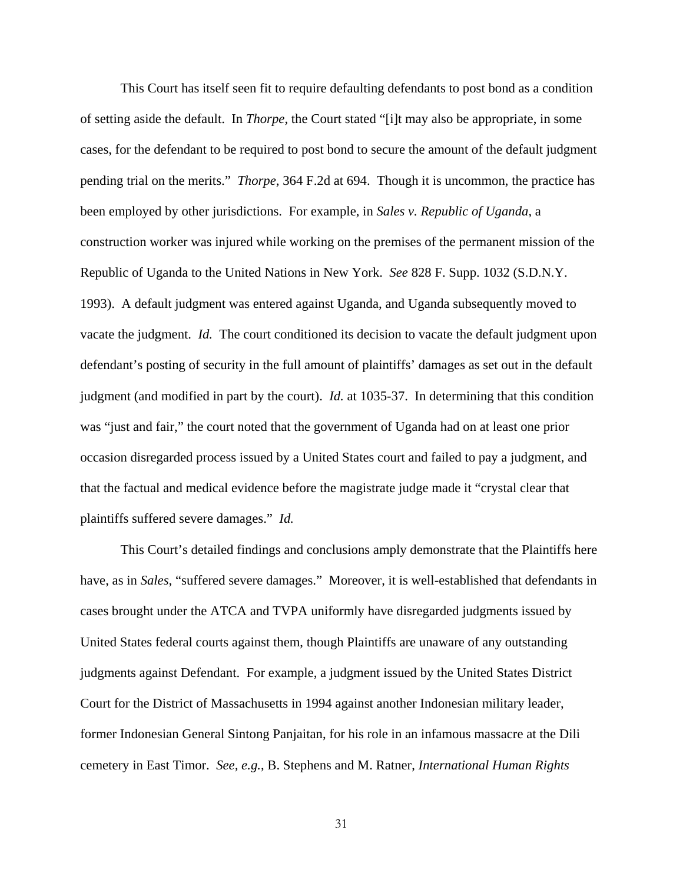This Court has itself seen fit to require defaulting defendants to post bond as a condition of setting aside the default. In *Thorpe*, the Court stated "[i]t may also be appropriate, in some cases, for the defendant to be required to post bond to secure the amount of the default judgment pending trial on the merits." *Thorpe*, 364 F.2d at 694. Though it is uncommon, the practice has been employed by other jurisdictions. For example, in *Sales v. Republic of Uganda*, a construction worker was injured while working on the premises of the permanent mission of the Republic of Uganda to the United Nations in New York. *See* 828 F. Supp. 1032 (S.D.N.Y. 1993). A default judgment was entered against Uganda, and Uganda subsequently moved to vacate the judgment. *Id.* The court conditioned its decision to vacate the default judgment upon defendant's posting of security in the full amount of plaintiffs' damages as set out in the default judgment (and modified in part by the court). *Id.* at 1035-37. In determining that this condition was "just and fair," the court noted that the government of Uganda had on at least one prior occasion disregarded process issued by a United States court and failed to pay a judgment, and that the factual and medical evidence before the magistrate judge made it "crystal clear that plaintiffs suffered severe damages." *Id.*

This Court's detailed findings and conclusions amply demonstrate that the Plaintiffs here have, as in *Sales*, "suffered severe damages." Moreover, it is well-established that defendants in cases brought under the ATCA and TVPA uniformly have disregarded judgments issued by United States federal courts against them, though Plaintiffs are unaware of any outstanding judgments against Defendant. For example, a judgment issued by the United States District Court for the District of Massachusetts in 1994 against another Indonesian military leader, former Indonesian General Sintong Panjaitan, for his role in an infamous massacre at the Dili cemetery in East Timor. *See, e.g.*, B. Stephens and M. Ratner, *International Human Rights*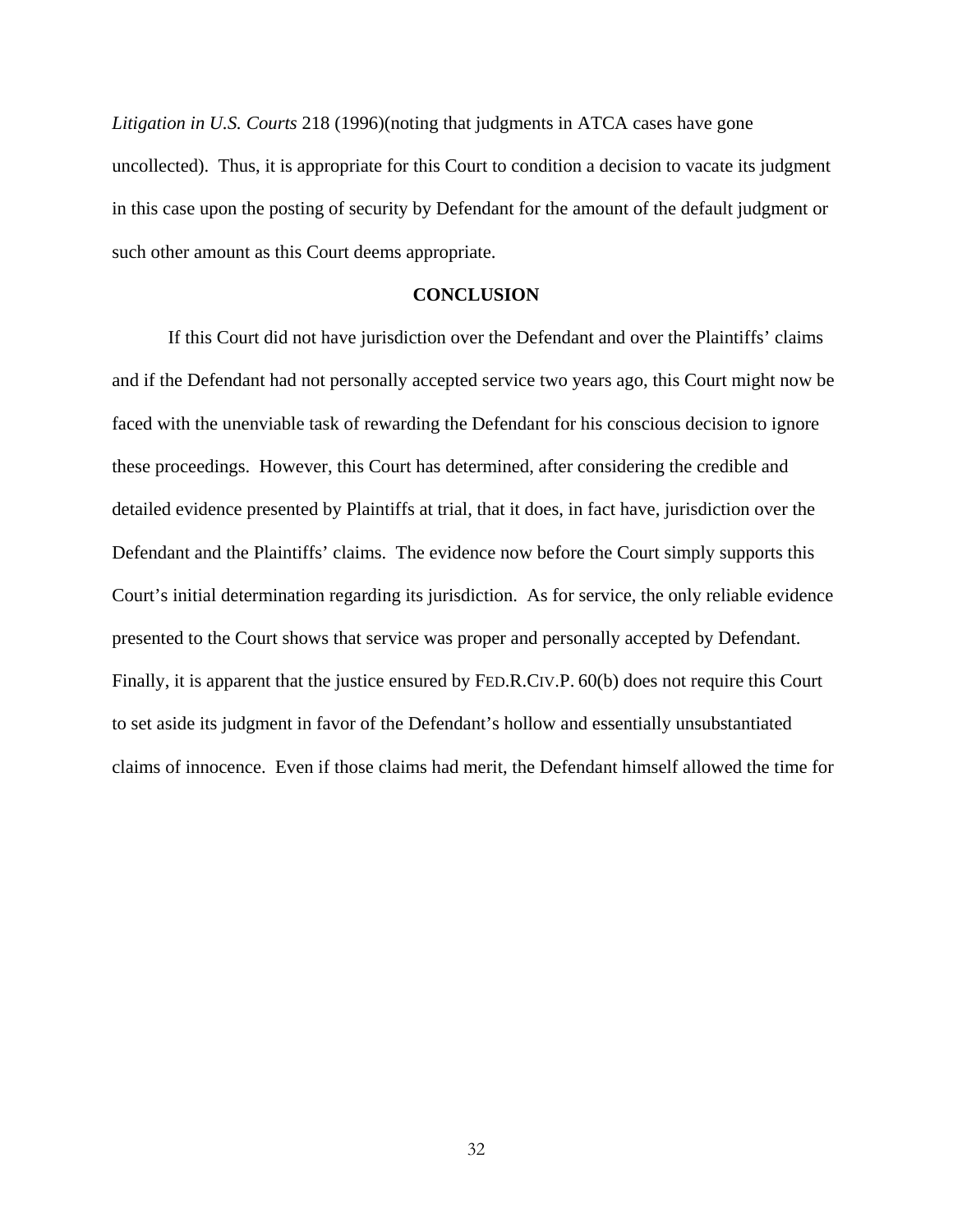*Litigation in U.S. Courts* 218 (1996)(noting that judgments in ATCA cases have gone uncollected). Thus, it is appropriate for this Court to condition a decision to vacate its judgment in this case upon the posting of security by Defendant for the amount of the default judgment or such other amount as this Court deems appropriate.

**CONCLUSION**

If this Court did not have jurisdiction over the Defendant and over the Plaintiffs' claims and if the Defendant had not personally accepted service two years ago, this Court might now be faced with the unenviable task of rewarding the Defendant for his conscious decision to ignore these proceedings. However, this Court has determined, after considering the credible and detailed evidence presented by Plaintiffs at trial, that it does, in fact have, jurisdiction over the Defendant and the Plaintiffs' claims. The evidence now before the Court simply supports this Court's initial determination regarding its jurisdiction. As for service, the only reliable evidence presented to the Court shows that service was proper and personally accepted by Defendant. Finally, it is apparent that the justice ensured by FED.R.CIV.P. 60(b) does not require this Court to set aside its judgment in favor of the Defendant's hollow and essentially unsubstantiated claims of innocence. Even if those claims had merit, the Defendant himself allowed the time for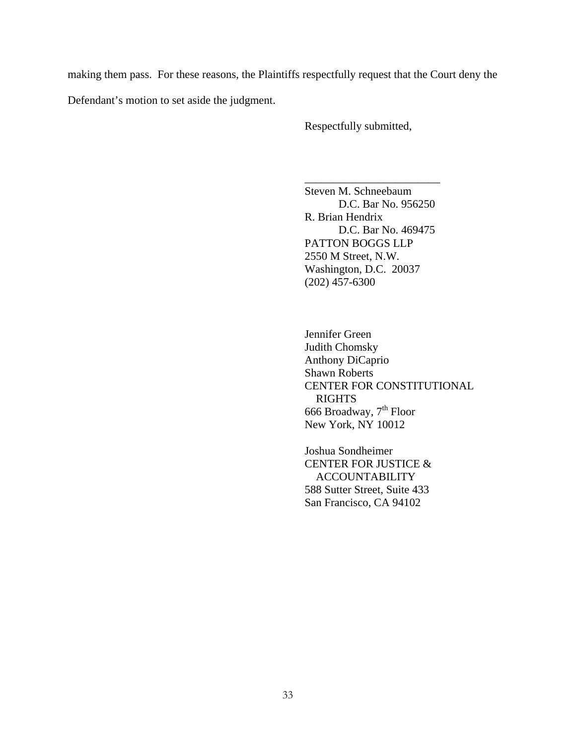making them pass. For these reasons, the Plaintiffs respectfully request that the Court deny the Defendant's motion to set aside the judgment.

Respectfully submitted,

________________________

Steven M. Schneebaum
D.C. Bar No. 956250
R. Brian Hendrix
D.C. Bar No. 469475
PATTON BOGGS LLP
2550 M Street, N.W.
Washington, D.C. 20037
(202) 457-6300

Jennifer Green
Judith Chomsky
Anthony DiCaprio
Shawn Roberts
CENTER FOR CONSTITUTIONAL RIGHTS
666 Broadway, 7th Floor
New York, NY 10012

Joshua Sondheimer
CENTER FOR JUSTICE & ACCOUNTABILITY
588 Sutter Street, Suite 433
San Francisco, CA 94102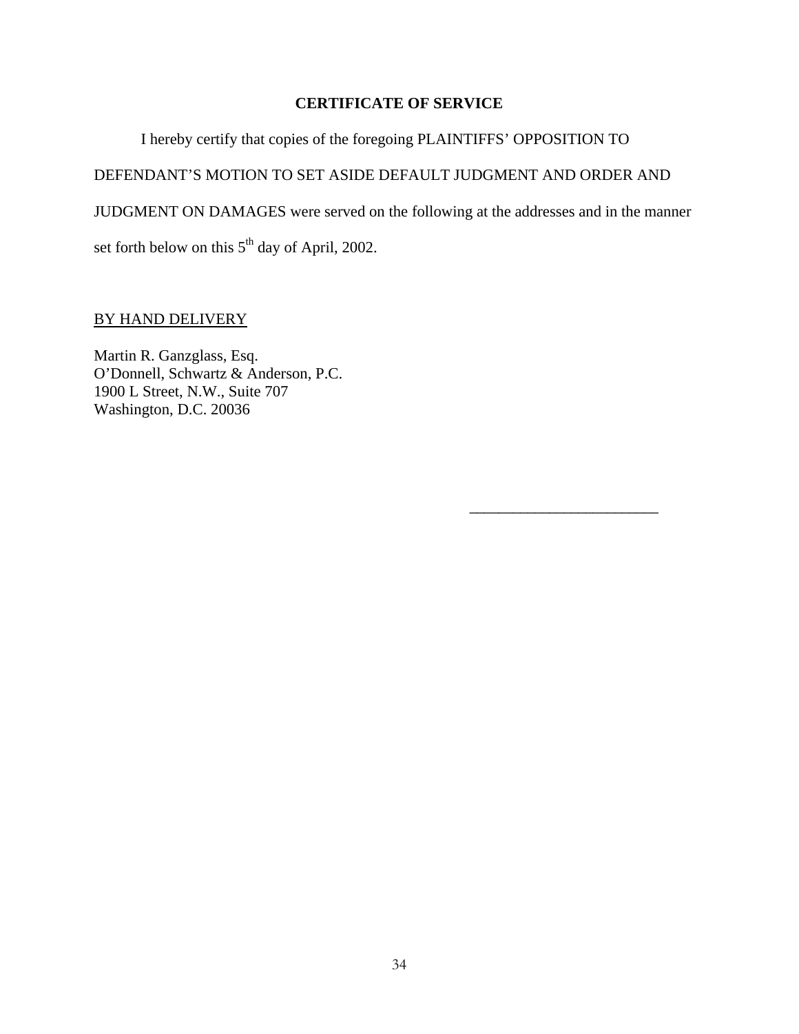**CERTIFICATE OF SERVICE**

I hereby certify that copies of the foregoing PLAINTIFFS' OPPOSITION TO DEFENDANT'S MOTION TO SET ASIDE DEFAULT JUDGMENT AND ORDER AND JUDGMENT ON DAMAGES were served on the following at the addresses and in the manner set forth below on this 5th day of April, 2002.

BY HAND DELIVERY

Martin R. Ganzglass, Esq.
O'Donnell, Schwartz & Anderson, P.C.
1900 L Street, N.W., Suite 707
Washington, D.C. 20036

_________________________